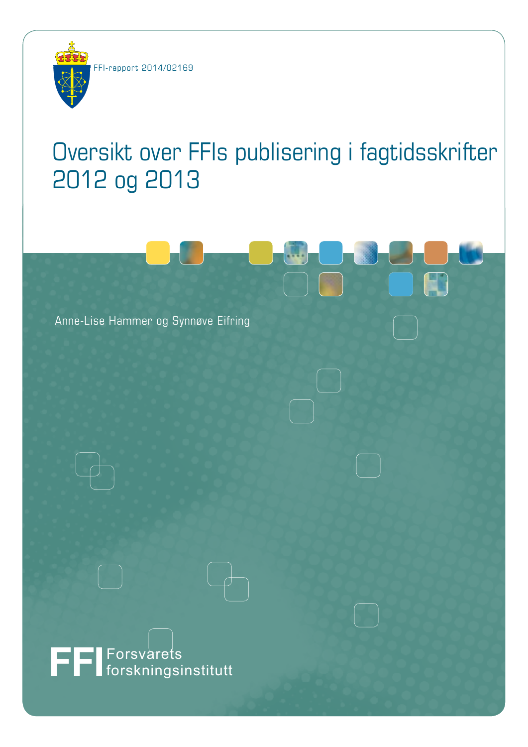FFI-rapport 2014/02169

# Oversikt over FFIs publisering i fagtidsskrifter 2012 og 2013

Anne-Lise Hammer og Synnøve Eifring

FFI Forsvarets forskningsinstitutt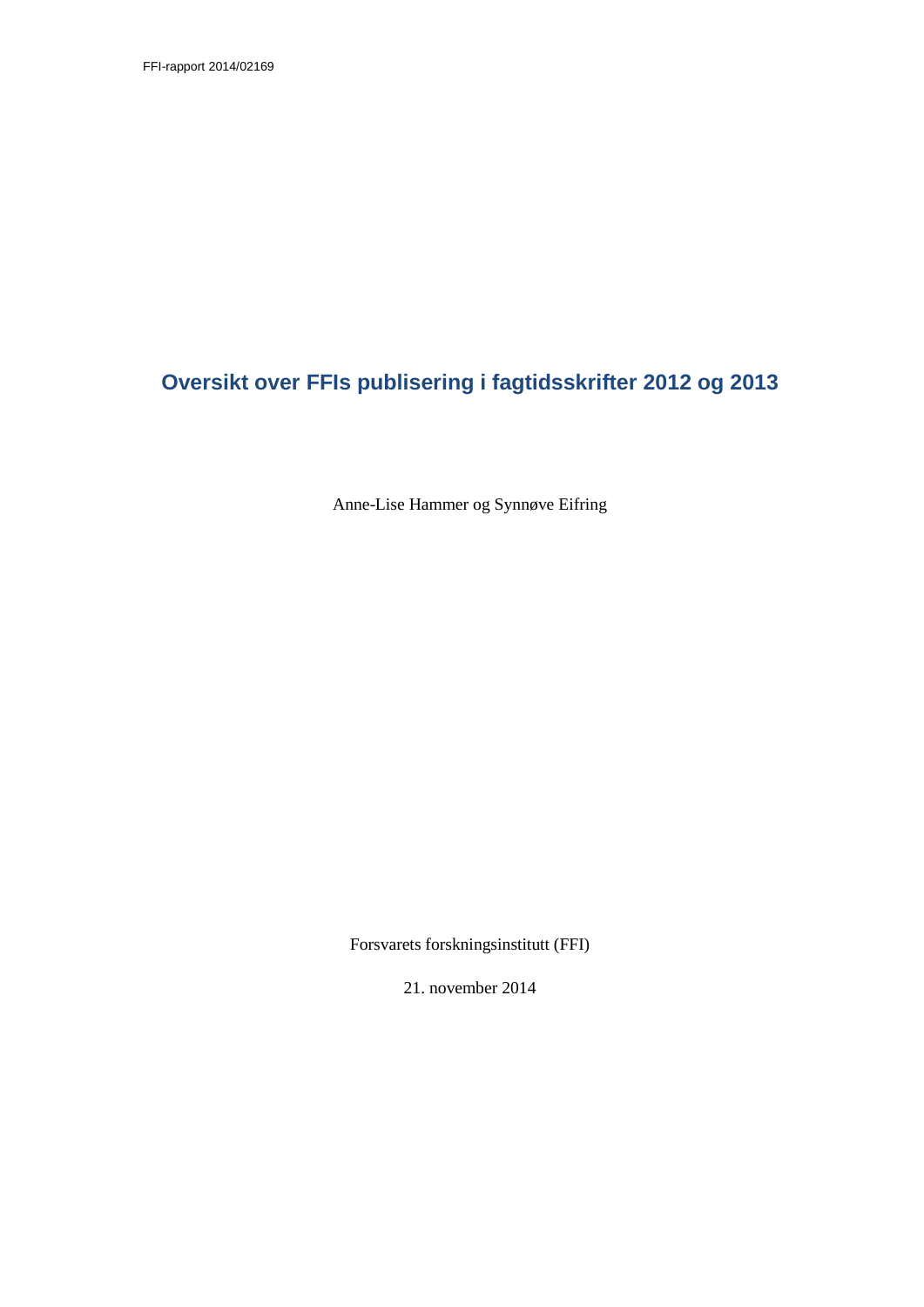FFI-rapport 2014/02169

# Oversikt over FFIs publisering i fagtidsskrifter 2012 og 2013

Anne-Lise Hammer og Synnøve Eifring

Forsvarets forskningsinstitutt (FFI)

21. november 2014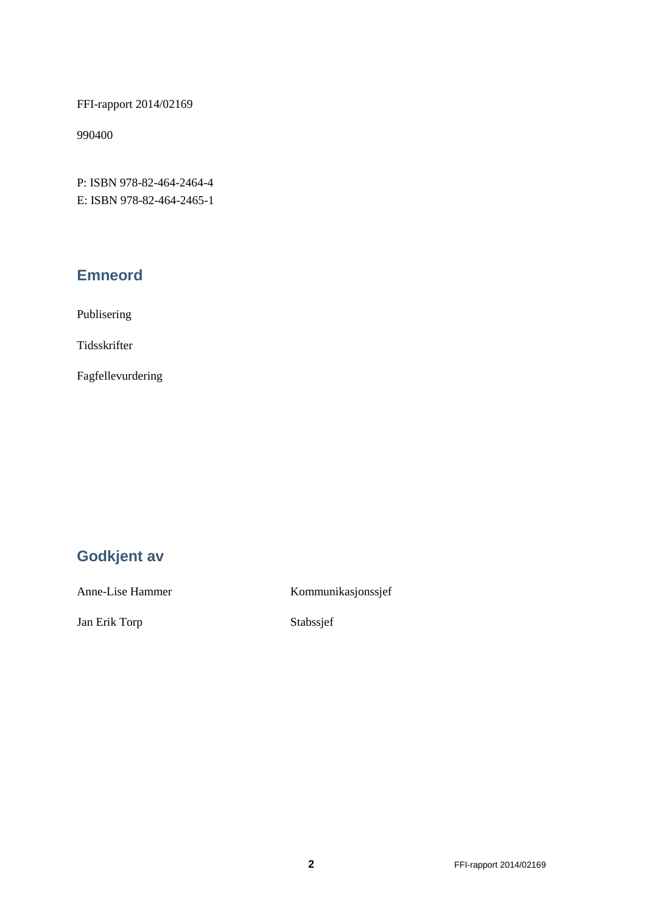FFI-rapport 2014/02169

990400

P: ISBN 978-82-464-2464-4
E: ISBN 978-82-464-2465-1

## Emneord

Publisering

Tidsskrifter

Fagfellevurdering

## Godkjent av

| | |
|---|---|
| Anne-Lise Hammer | Kommunikasjonssjef |
| Jan Erik Torp | Stabssjef |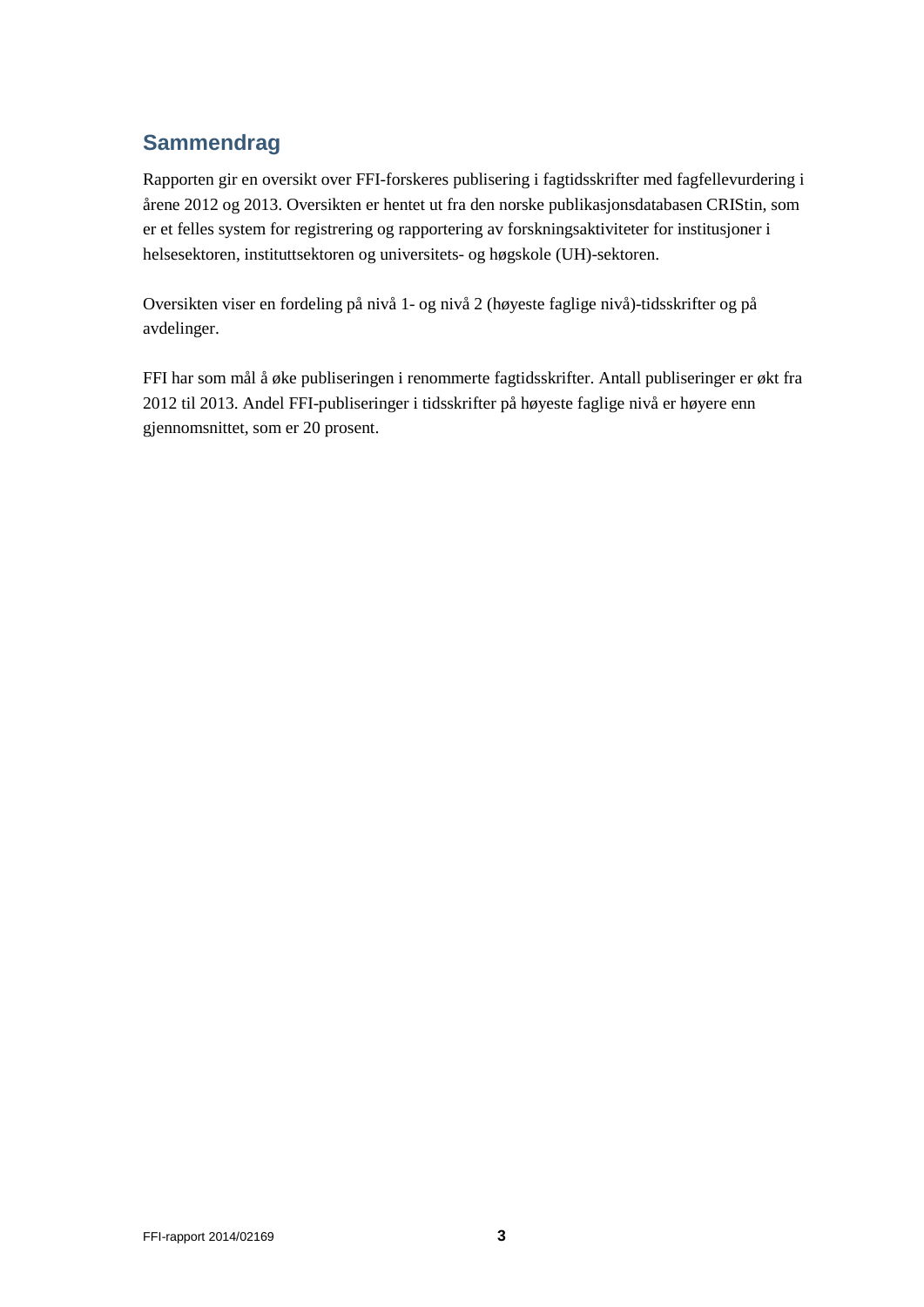## Sammendrag

Rapporten gir en oversikt over FFI-forskeres publisering i fagtidsskrifter med fagfellevurdering i årene 2012 og 2013. Oversikten er hentet ut fra den norske publikasjonsdatabasen CRIStin, som er et felles system for registrering og rapportering av forskningsaktiviteter for institusjoner i helsesektoren, instituttsektoren og universitets- og høgskole (UH)-sektoren.

Oversikten viser en fordeling på nivå 1- og nivå 2 (høyeste faglige nivå)-tidsskrifter og på avdelinger.

FFI har som mål å øke publiseringen i renommerte fagtidsskrifter. Antall publiseringer er økt fra 2012 til 2013. Andel FFI-publiseringer i tidsskrifter på høyeste faglige nivå er høyere enn gjennomsnittet, som er 20 prosent.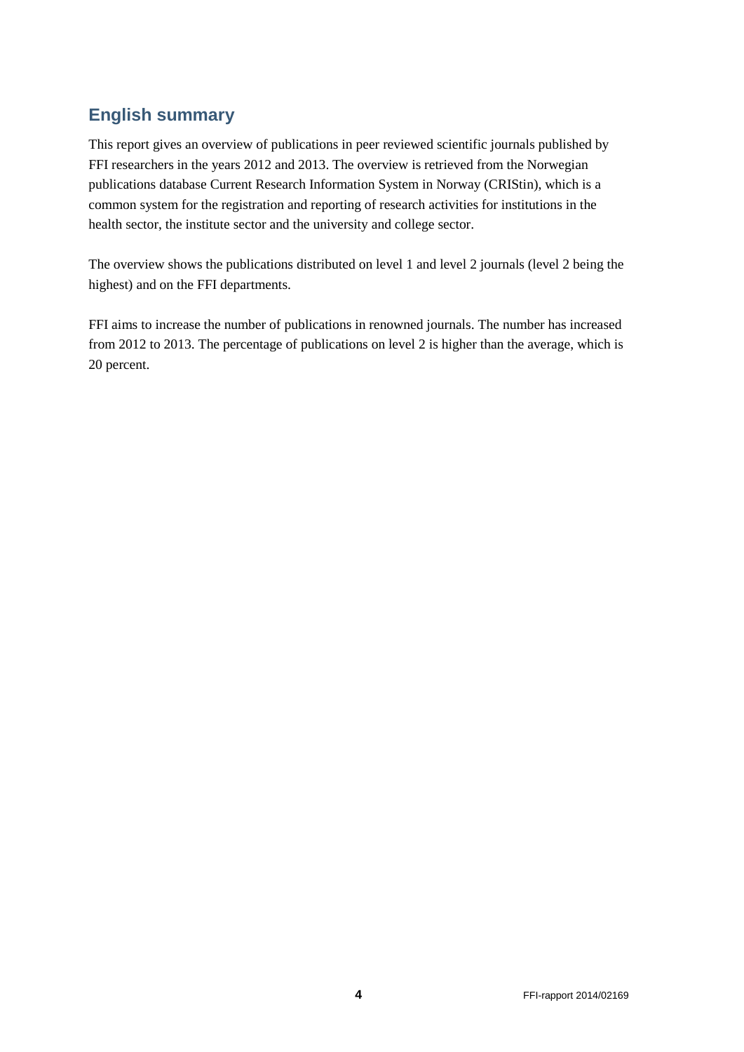## English summary

This report gives an overview of publications in peer reviewed scientific journals published by FFI researchers in the years 2012 and 2013. The overview is retrieved from the Norwegian publications database Current Research Information System in Norway (CRIStin), which is a common system for the registration and reporting of research activities for institutions in the health sector, the institute sector and the university and college sector.

The overview shows the publications distributed on level 1 and level 2 journals (level 2 being the highest) and on the FFI departments.

FFI aims to increase the number of publications in renowned journals. The number has increased from 2012 to 2013. The percentage of publications on level 2 is higher than the average, which is 20 percent.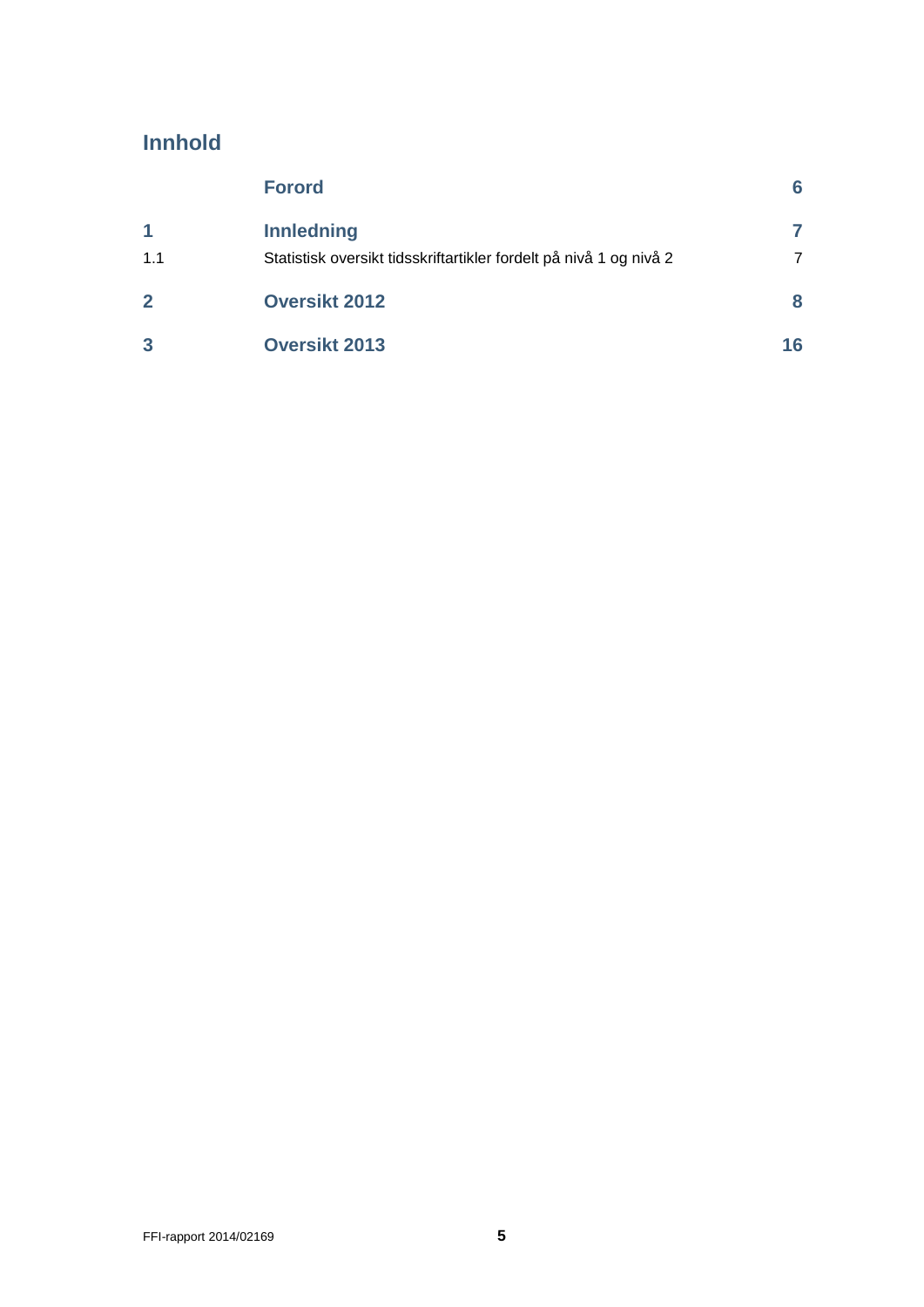# Innhold

| | | |
|---|---|---|
| | **Forord** | **6** |
| **1** | **Innledning** | **7** |
| 1.1 | Statistisk oversikt tidsskriftartikler fordelt på nivå 1 og nivå 2 | 7 |
| **2** | **Oversikt 2012** | **8** |
| **3** | **Oversikt 2013** | **16** |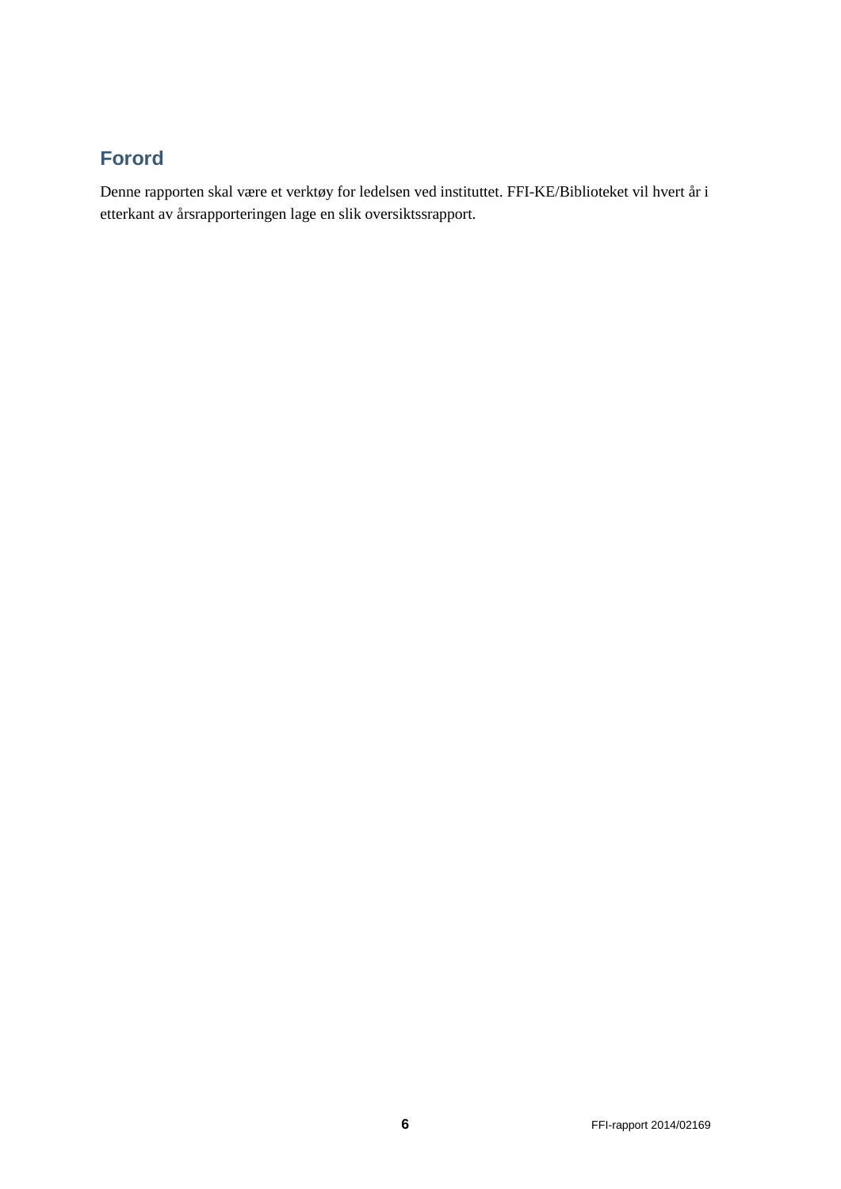# Forord

Denne rapporten skal være et verktøy for ledelsen ved instituttet. FFI-KE/Biblioteket vil hvert år i etterkant av årsrapporteringen lage en slik oversiktssrapport.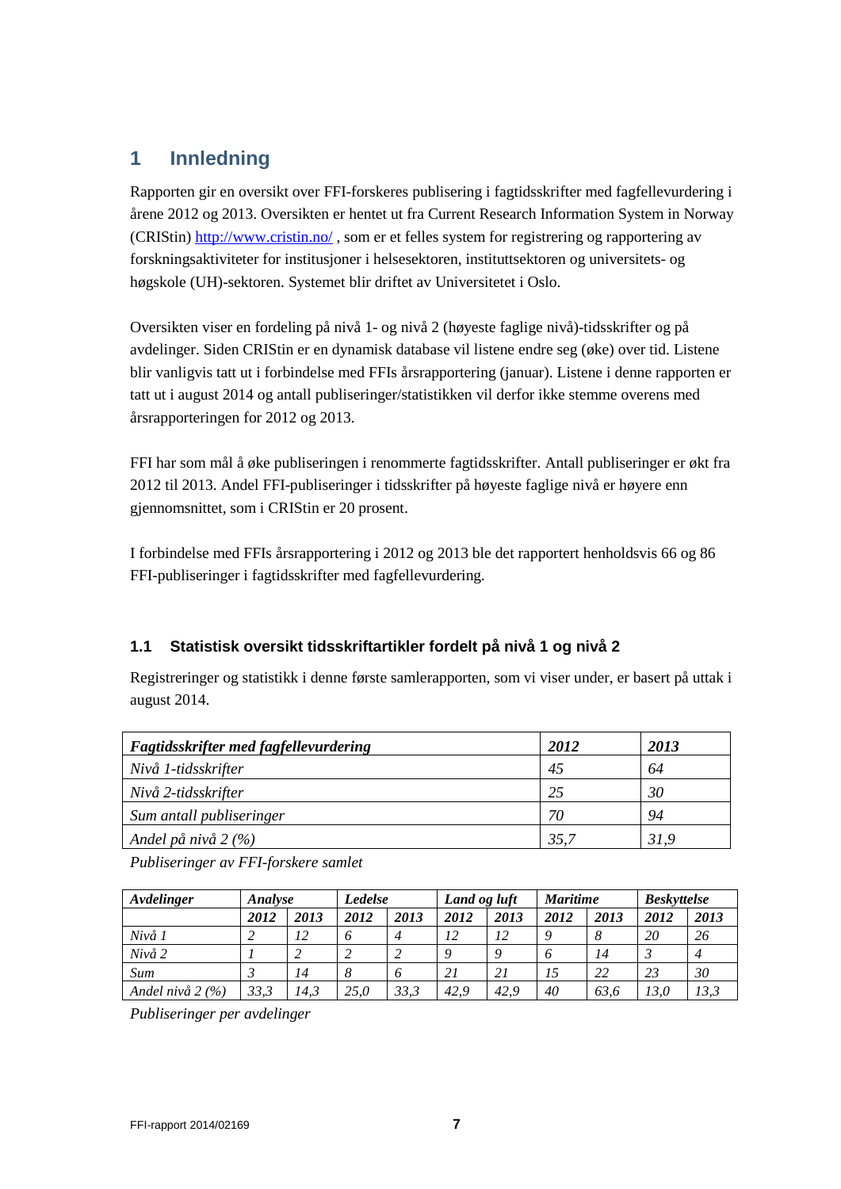# 1 Innledning

Rapporten gir en oversikt over FFI-forskeres publisering i fagtidsskrifter med fagfellevurdering i årene 2012 og 2013. Oversikten er hentet ut fra Current Research Information System in Norway (CRIStin) http://www.cristin.no/ , som er et felles system for registrering og rapportering av forskningsaktiviteter for institusjoner i helsesektoren, instituttsektoren og universitets- og høgskole (UH)-sektoren. Systemet blir driftet av Universitetet i Oslo.

Oversikten viser en fordeling på nivå 1- og nivå 2 (høyeste faglige nivå)-tidsskrifter og på avdelinger. Siden CRIStin er en dynamisk database vil listene endre seg (øke) over tid. Listene blir vanligvis tatt ut i forbindelse med FFIs årsrapportering (januar). Listene i denne rapporten er tatt ut i august 2014 og antall publiseringer/statistikken vil derfor ikke stemme overens med årsrapporteringen for 2012 og 2013.

FFI har som mål å øke publiseringen i renommerte fagtidsskrifter. Antall publiseringer er økt fra 2012 til 2013. Andel FFI-publiseringer i tidsskrifter på høyeste faglige nivå er høyere enn gjennomsnittet, som i CRIStin er 20 prosent.

I forbindelse med FFIs årsrapportering i 2012 og 2013 ble det rapportert henholdsvis 66 og 86 FFI-publiseringer i fagtidsskrifter med fagfellevurdering.

## 1.1 Statistisk oversikt tidsskriftartikler fordelt på nivå 1 og nivå 2

Registreringer og statistikk i denne første samlerapporten, som vi viser under, er basert på uttak i august 2014.

| ***Fagtidsskrifter med fagfellevurdering*** | ***2012*** | ***2013*** |
|---|---|---|
| *Nivå 1-tidsskrifter* | *45* | *64* |
| *Nivå 2-tidsskrifter* | *25* | *30* |
| *Sum antall publiseringer* | *70* | *94* |
| *Andel på nivå 2 (%)* | *35,7* | *31,9* |

*Publiseringer av FFI-forskere samlet*

| ***Avdelinger*** | ***Analyse*** | | ***Ledelse*** | | ***Land og luft*** | | ***Maritime*** | | ***Beskyttelse*** | |
|---|---|---|---|---|---|---|---|---|---|---|
| | ***2012*** | ***2013*** | ***2012*** | ***2013*** | ***2012*** | ***2013*** | ***2012*** | ***2013*** | ***2012*** | ***2013*** |
| *Nivå 1* | *2* | *12* | *6* | *4* | *12* | *12* | *9* | *8* | *20* | *26* |
| *Nivå 2* | *1* | *2* | *2* | *2* | *9* | *9* | *6* | *14* | *3* | *4* |
| *Sum* | *3* | *14* | *8* | *6* | *21* | *21* | *15* | *22* | *23* | *30* |
| *Andel nivå 2 (%)* | *33,3* | *14,3* | *25,0* | *33,3* | *42,9* | *42,9* | *40* | *63,6* | *13,0* | *13,3* |

*Publiseringer per avdelinger*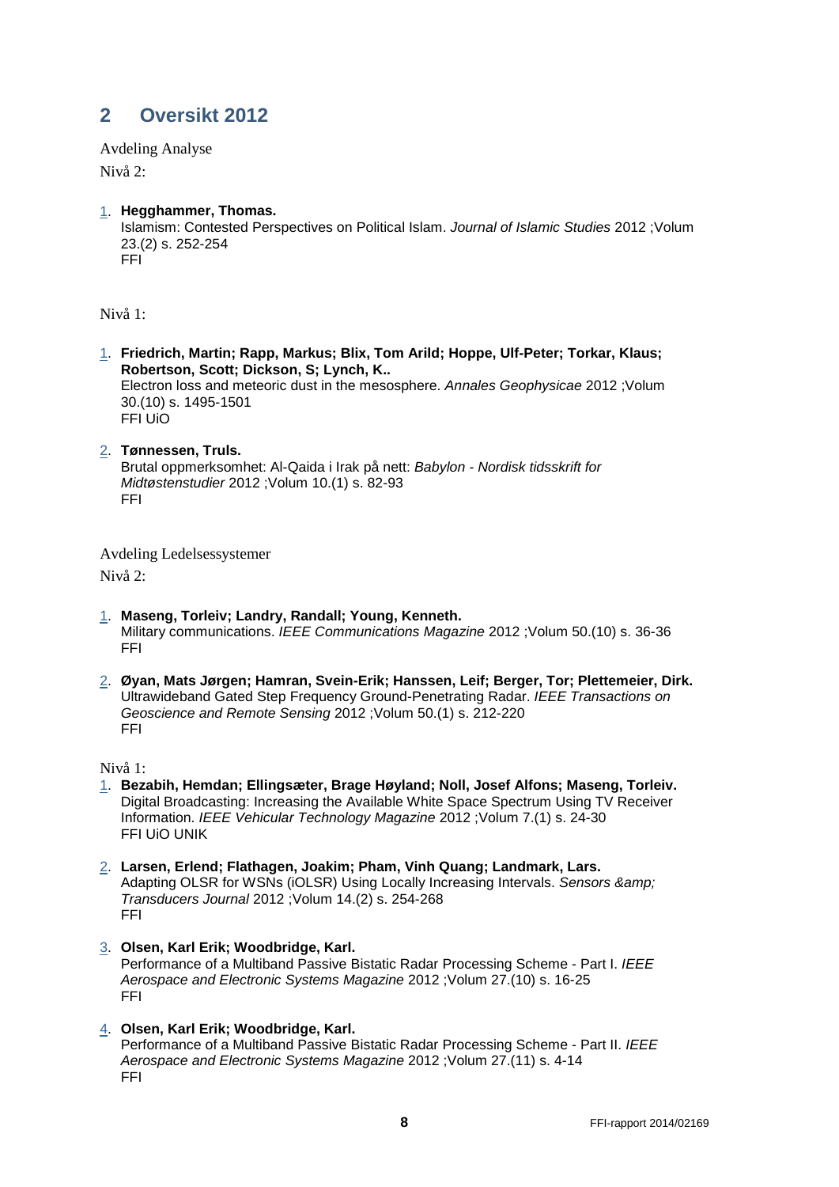## 2 Oversikt 2012

Avdeling Analyse

Nivå 2:

1. **Hegghammer, Thomas.**
   Islamism: Contested Perspectives on Political Islam. *Journal of Islamic Studies* 2012 ;Volum 23.(2) s. 252-254
   FFI

Nivå 1:

1. **Friedrich, Martin; Rapp, Markus; Blix, Tom Arild; Hoppe, Ulf-Peter; Torkar, Klaus; Robertson, Scott; Dickson, S; Lynch, K..**
   Electron loss and meteoric dust in the mesosphere. *Annales Geophysicae* 2012 ;Volum 30.(10) s. 1495-1501
   FFI UiO

2. **Tønnessen, Truls.**
   Brutal oppmerksomhet: Al-Qaida i Irak på nett: *Babylon - Nordisk tidsskrift for Midtøstenstudier* 2012 ;Volum 10.(1) s. 82-93
   FFI

Avdeling Ledelsessystemer

Nivå 2:

1. **Maseng, Torleiv; Landry, Randall; Young, Kenneth.**
   Military communications. *IEEE Communications Magazine* 2012 ;Volum 50.(10) s. 36-36
   FFI

2. **Øyan, Mats Jørgen; Hamran, Svein-Erik; Hanssen, Leif; Berger, Tor; Plettemeier, Dirk.**
   Ultrawideband Gated Step Frequency Ground-Penetrating Radar. *IEEE Transactions on Geoscience and Remote Sensing* 2012 ;Volum 50.(1) s. 212-220
   FFI

Nivå 1:

1. **Bezabih, Hemdan; Ellingsæter, Brage Høyland; Noll, Josef Alfons; Maseng, Torleiv.**
   Digital Broadcasting: Increasing the Available White Space Spectrum Using TV Receiver Information. *IEEE Vehicular Technology Magazine* 2012 ;Volum 7.(1) s. 24-30
   FFI UiO UNIK

2. **Larsen, Erlend; Flathagen, Joakim; Pham, Vinh Quang; Landmark, Lars.**
   Adapting OLSR for WSNs (iOLSR) Using Locally Increasing Intervals. *Sensors &amp; Transducers Journal* 2012 ;Volum 14.(2) s. 254-268
   FFI

3. **Olsen, Karl Erik; Woodbridge, Karl.**
   Performance of a Multiband Passive Bistatic Radar Processing Scheme - Part I. *IEEE Aerospace and Electronic Systems Magazine* 2012 ;Volum 27.(10) s. 16-25
   FFI

4. **Olsen, Karl Erik; Woodbridge, Karl.**
   Performance of a Multiband Passive Bistatic Radar Processing Scheme - Part II. *IEEE Aerospace and Electronic Systems Magazine* 2012 ;Volum 27.(11) s. 4-14
   FFI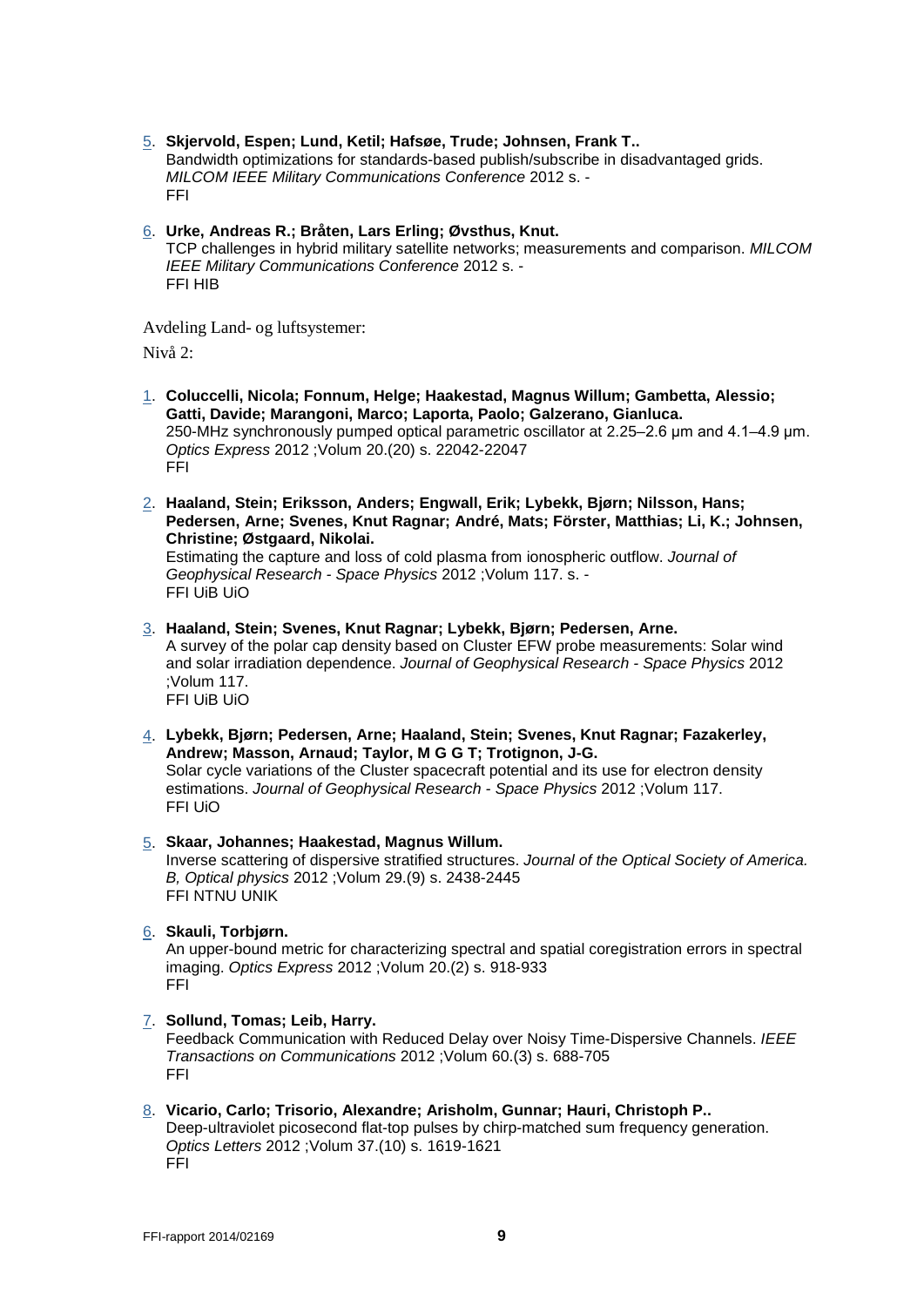5. **Skjervold, Espen; Lund, Ketil; Hafsøe, Trude; Johnsen, Frank T..**
   Bandwidth optimizations for standards-based publish/subscribe in disadvantaged grids. *MILCOM IEEE Military Communications Conference* 2012 s. -
   FFI

6. **Urke, Andreas R.; Bråten, Lars Erling; Øvsthus, Knut.**
   TCP challenges in hybrid military satellite networks; measurements and comparison. *MILCOM IEEE Military Communications Conference* 2012 s. -
   FFI HIB

Avdeling Land- og luftsystemer:

Nivå 2:

1. **Coluccelli, Nicola; Fonnum, Helge; Haakestad, Magnus Willum; Gambetta, Alessio; Gatti, Davide; Marangoni, Marco; Laporta, Paolo; Galzerano, Gianluca.**
   250-MHz synchronously pumped optical parametric oscillator at 2.25–2.6 μm and 4.1–4.9 μm. *Optics Express* 2012 ;Volum 20.(20) s. 22042-22047
   FFI

2. **Haaland, Stein; Eriksson, Anders; Engwall, Erik; Lybekk, Bjørn; Nilsson, Hans; Pedersen, Arne; Svenes, Knut Ragnar; André, Mats; Förster, Matthias; Li, K.; Johnsen, Christine; Østgaard, Nikolai.**
   Estimating the capture and loss of cold plasma from ionospheric outflow. *Journal of Geophysical Research - Space Physics* 2012 ;Volum 117. s. -
   FFI UiB UiO

3. **Haaland, Stein; Svenes, Knut Ragnar; Lybekk, Bjørn; Pedersen, Arne.**
   A survey of the polar cap density based on Cluster EFW probe measurements: Solar wind and solar irradiation dependence. *Journal of Geophysical Research - Space Physics* 2012 ;Volum 117.
   FFI UiB UiO

4. **Lybekk, Bjørn; Pedersen, Arne; Haaland, Stein; Svenes, Knut Ragnar; Fazakerley, Andrew; Masson, Arnaud; Taylor, M G G T; Trotignon, J-G.**
   Solar cycle variations of the Cluster spacecraft potential and its use for electron density estimations. *Journal of Geophysical Research - Space Physics* 2012 ;Volum 117.
   FFI UiO

5. **Skaar, Johannes; Haakestad, Magnus Willum.**
   Inverse scattering of dispersive stratified structures. *Journal of the Optical Society of America. B, Optical physics* 2012 ;Volum 29.(9) s. 2438-2445
   FFI NTNU UNIK

6. **Skauli, Torbjørn.**
   An upper-bound metric for characterizing spectral and spatial coregistration errors in spectral imaging. *Optics Express* 2012 ;Volum 20.(2) s. 918-933
   FFI

7. **Sollund, Tomas; Leib, Harry.**
   Feedback Communication with Reduced Delay over Noisy Time-Dispersive Channels. *IEEE Transactions on Communications* 2012 ;Volum 60.(3) s. 688-705
   FFI

8. **Vicario, Carlo; Trisorio, Alexandre; Arisholm, Gunnar; Hauri, Christoph P..**
   Deep-ultraviolet picosecond flat-top pulses by chirp-matched sum frequency generation. *Optics Letters* 2012 ;Volum 37.(10) s. 1619-1621
   FFI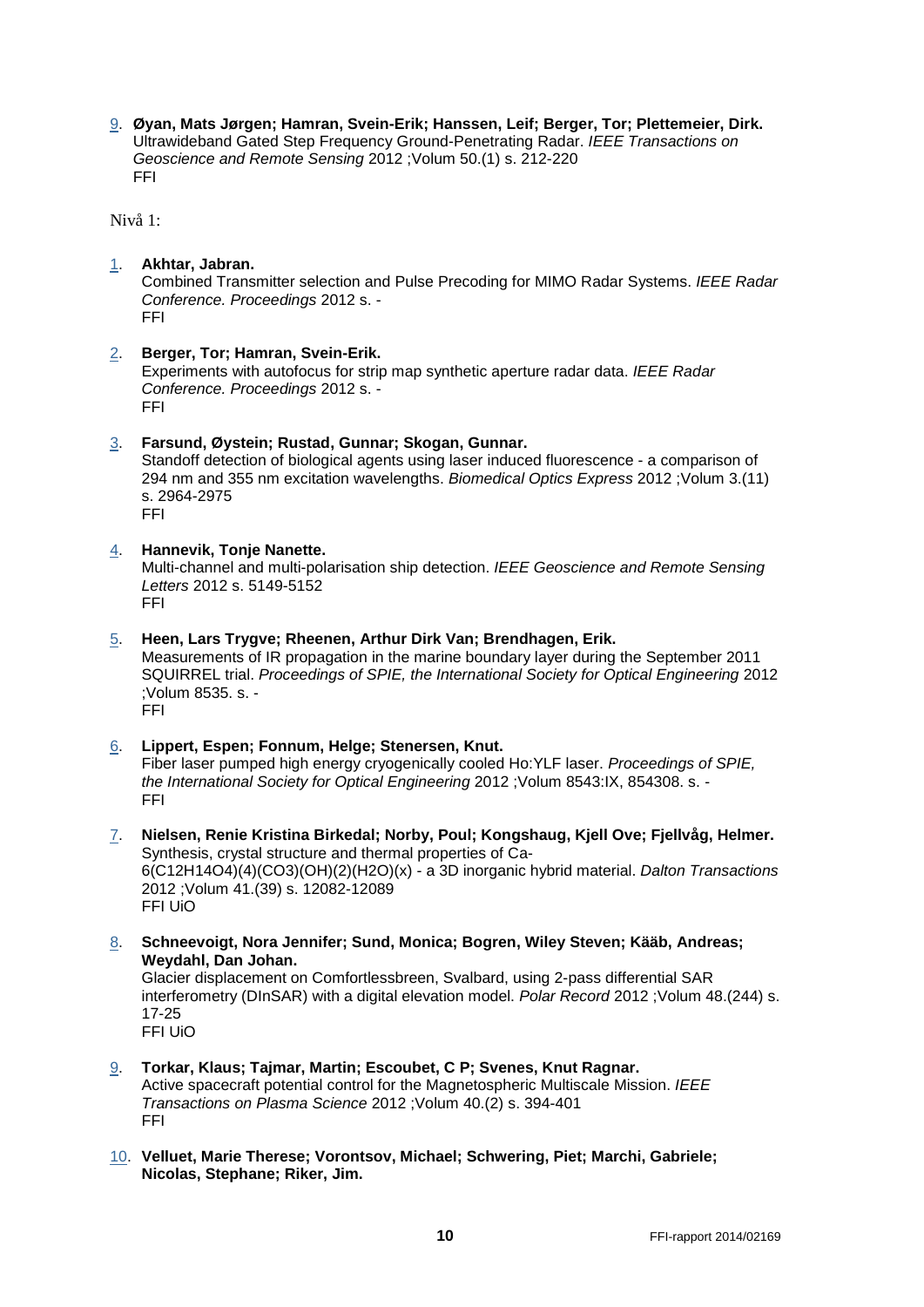9. **Øyan, Mats Jørgen; Hamran, Svein-Erik; Hanssen, Leif; Berger, Tor; Plettemeier, Dirk.** Ultrawideband Gated Step Frequency Ground-Penetrating Radar. *IEEE Transactions on Geoscience and Remote Sensing* 2012 ;Volum 50.(1) s. 212-220
FFI

Nivå 1:

1. **Akhtar, Jabran.**
Combined Transmitter selection and Pulse Precoding for MIMO Radar Systems. *IEEE Radar Conference. Proceedings* 2012 s. -
FFI

2. **Berger, Tor; Hamran, Svein-Erik.**
Experiments with autofocus for strip map synthetic aperture radar data. *IEEE Radar Conference. Proceedings* 2012 s. -
FFI

3. **Farsund, Øystein; Rustad, Gunnar; Skogan, Gunnar.**
Standoff detection of biological agents using laser induced fluorescence - a comparison of 294 nm and 355 nm excitation wavelengths. *Biomedical Optics Express* 2012 ;Volum 3.(11) s. 2964-2975
FFI

4. **Hannevik, Tonje Nanette.**
Multi-channel and multi-polarisation ship detection. *IEEE Geoscience and Remote Sensing Letters* 2012 s. 5149-5152
FFI

5. **Heen, Lars Trygve; Rheenen, Arthur Dirk Van; Brendhagen, Erik.**
Measurements of IR propagation in the marine boundary layer during the September 2011 SQUIRREL trial. *Proceedings of SPIE, the International Society for Optical Engineering* 2012 ;Volum 8535. s. -
FFI

6. **Lippert, Espen; Fonnum, Helge; Stenersen, Knut.**
Fiber laser pumped high energy cryogenically cooled Ho:YLF laser. *Proceedings of SPIE, the International Society for Optical Engineering* 2012 ;Volum 8543:IX, 854308. s. -
FFI

7. **Nielsen, Renie Kristina Birkedal; Norby, Poul; Kongshaug, Kjell Ove; Fjellvåg, Helmer.**
Synthesis, crystal structure and thermal properties of Ca-6(C12H14O4)(4)(CO3)(OH)(2)(H2O)(x) - a 3D inorganic hybrid material. *Dalton Transactions* 2012 ;Volum 41.(39) s. 12082-12089
FFI UiO

8. **Schneevoigt, Nora Jennifer; Sund, Monica; Bogren, Wiley Steven; Kääb, Andreas; Weydahl, Dan Johan.**
Glacier displacement on Comfortlessbreen, Svalbard, using 2-pass differential SAR interferometry (DInSAR) with a digital elevation model. *Polar Record* 2012 ;Volum 48.(244) s. 17-25
FFI UiO

9. **Torkar, Klaus; Tajmar, Martin; Escoubet, C P; Svenes, Knut Ragnar.**
Active spacecraft potential control for the Magnetospheric Multiscale Mission. *IEEE Transactions on Plasma Science* 2012 ;Volum 40.(2) s. 394-401
FFI

10. **Velluet, Marie Therese; Vorontsov, Michael; Schwering, Piet; Marchi, Gabriele; Nicolas, Stephane; Riker, Jim.**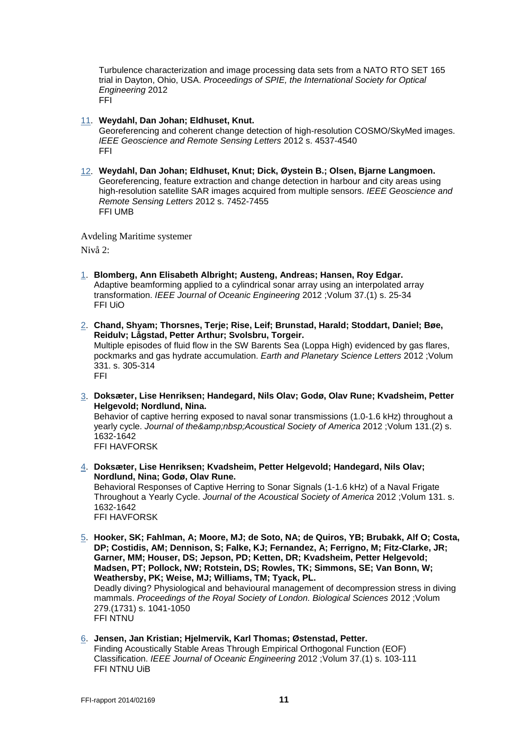Turbulence characterization and image processing data sets from a NATO RTO SET 165 trial in Dayton, Ohio, USA. *Proceedings of SPIE, the International Society for Optical Engineering* 2012
FFI

11. **Weydahl, Dan Johan; Eldhuset, Knut.**
Georeferencing and coherent change detection of high-resolution COSMO/SkyMed images. *IEEE Geoscience and Remote Sensing Letters* 2012 s. 4537-4540
FFI

12. **Weydahl, Dan Johan; Eldhuset, Knut; Dick, Øystein B.; Olsen, Bjarne Langmoen.**
Georeferencing, feature extraction and change detection in harbour and city areas using high-resolution satellite SAR images acquired from multiple sensors. *IEEE Geoscience and Remote Sensing Letters* 2012 s. 7452-7455
FFI UMB

Avdeling Maritime systemer

Nivå 2:

1. **Blomberg, Ann Elisabeth Albright; Austeng, Andreas; Hansen, Roy Edgar.**
Adaptive beamforming applied to a cylindrical sonar array using an interpolated array transformation. *IEEE Journal of Oceanic Engineering* 2012 ;Volum 37.(1) s. 25-34
FFI UiO

2. **Chand, Shyam; Thorsnes, Terje; Rise, Leif; Brunstad, Harald; Stoddart, Daniel; Bøe, Reidulv; Lågstad, Petter Arthur; Svolsbru, Torgeir.**
Multiple episodes of fluid flow in the SW Barents Sea (Loppa High) evidenced by gas flares, pockmarks and gas hydrate accumulation. *Earth and Planetary Science Letters* 2012 ;Volum 331. s. 305-314
FFI

3. **Doksæter, Lise Henriksen; Handegard, Nils Olav; Godø, Olav Rune; Kvadsheim, Petter Helgevold; Nordlund, Nina.**
Behavior of captive herring exposed to naval sonar transmissions (1.0-1.6 kHz) throughout a yearly cycle. *Journal of the&amp;nbsp;Acoustical Society of America* 2012 ;Volum 131.(2) s. 1632-1642
FFI HAVFORSK

4. **Doksæter, Lise Henriksen; Kvadsheim, Petter Helgevold; Handegard, Nils Olav; Nordlund, Nina; Godø, Olav Rune.**
Behavioral Responses of Captive Herring to Sonar Signals (1-1.6 kHz) of a Naval Frigate Throughout a Yearly Cycle. *Journal of the Acoustical Society of America* 2012 ;Volum 131. s. 1632-1642
FFI HAVFORSK

5. **Hooker, SK; Fahlman, A; Moore, MJ; de Soto, NA; de Quiros, YB; Brubakk, Alf O; Costa, DP; Costidis, AM; Dennison, S; Falke, KJ; Fernandez, A; Ferrigno, M; Fitz-Clarke, JR; Garner, MM; Houser, DS; Jepson, PD; Ketten, DR; Kvadsheim, Petter Helgevold; Madsen, PT; Pollock, NW; Rotstein, DS; Rowles, TK; Simmons, SE; Van Bonn, W; Weathersby, PK; Weise, MJ; Williams, TM; Tyack, PL.**
Deadly diving? Physiological and behavioural management of decompression stress in diving mammals. *Proceedings of the Royal Society of London. Biological Sciences* 2012 ;Volum 279.(1731) s. 1041-1050
FFI NTNU

6. **Jensen, Jan Kristian; Hjelmervik, Karl Thomas; Østenstad, Petter.**
Finding Acoustically Stable Areas Through Empirical Orthogonal Function (EOF) Classification. *IEEE Journal of Oceanic Engineering* 2012 ;Volum 37.(1) s. 103-111
FFI NTNU UiB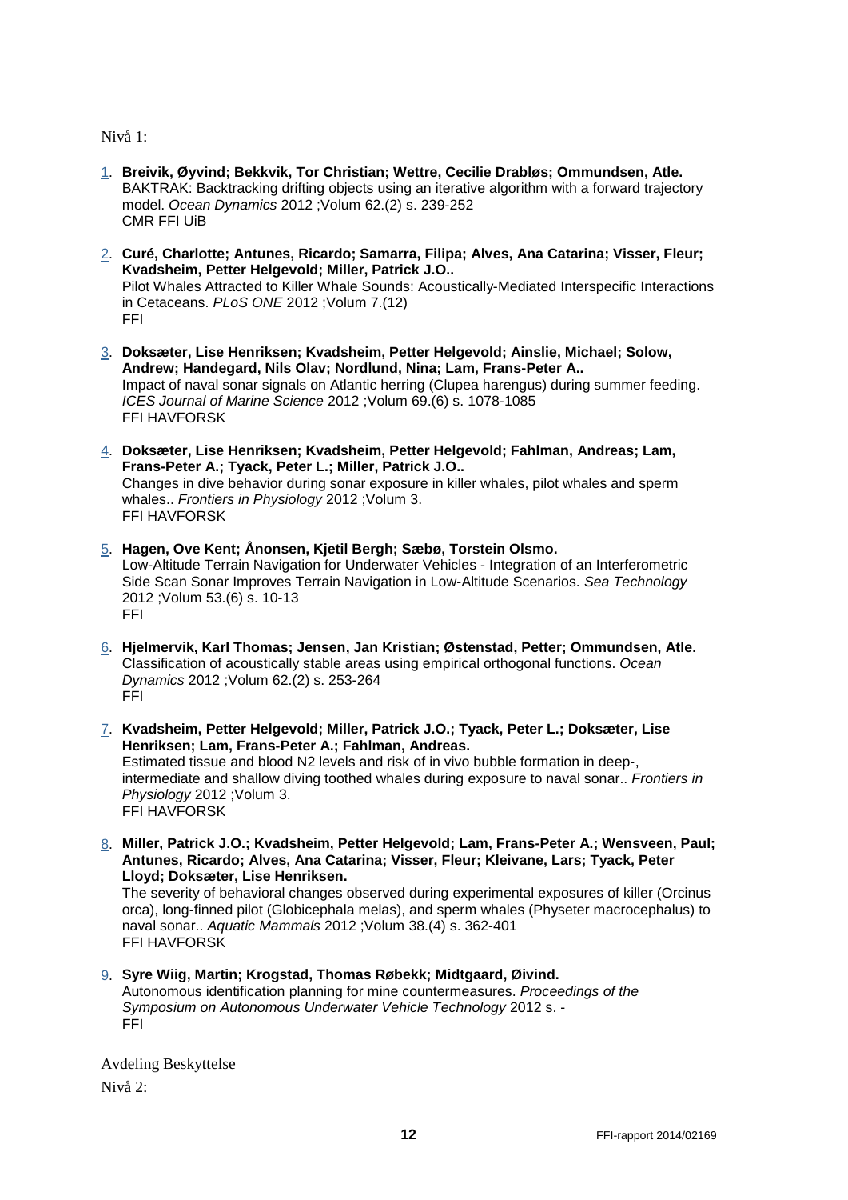Nivå 1:

1. **Breivik, Øyvind; Bekkvik, Tor Christian; Wettre, Cecilie Drabløs; Ommundsen, Atle.** BAKTRAK: Backtracking drifting objects using an iterative algorithm with a forward trajectory model. *Ocean Dynamics* 2012 ;Volum 62.(2) s. 239-252
CMR FFI UiB

2. **Curé, Charlotte; Antunes, Ricardo; Samarra, Filipa; Alves, Ana Catarina; Visser, Fleur; Kvadsheim, Petter Helgevold; Miller, Patrick J.O..** Pilot Whales Attracted to Killer Whale Sounds: Acoustically-Mediated Interspecific Interactions in Cetaceans. *PLoS ONE* 2012 ;Volum 7.(12)
FFI

3. **Doksæter, Lise Henriksen; Kvadsheim, Petter Helgevold; Ainslie, Michael; Solow, Andrew; Handegard, Nils Olav; Nordlund, Nina; Lam, Frans-Peter A..** Impact of naval sonar signals on Atlantic herring (Clupea harengus) during summer feeding. *ICES Journal of Marine Science* 2012 ;Volum 69.(6) s. 1078-1085
FFI HAVFORSK

4. **Doksæter, Lise Henriksen; Kvadsheim, Petter Helgevold; Fahlman, Andreas; Lam, Frans-Peter A.; Tyack, Peter L.; Miller, Patrick J.O..** Changes in dive behavior during sonar exposure in killer whales, pilot whales and sperm whales.. *Frontiers in Physiology* 2012 ;Volum 3.
FFI HAVFORSK

5. **Hagen, Ove Kent; Ånonsen, Kjetil Bergh; Sæbø, Torstein Olsmo.** Low-Altitude Terrain Navigation for Underwater Vehicles - Integration of an Interferometric Side Scan Sonar Improves Terrain Navigation in Low-Altitude Scenarios. *Sea Technology* 2012 ;Volum 53.(6) s. 10-13
FFI

6. **Hjelmervik, Karl Thomas; Jensen, Jan Kristian; Østenstad, Petter; Ommundsen, Atle.** Classification of acoustically stable areas using empirical orthogonal functions. *Ocean Dynamics* 2012 ;Volum 62.(2) s. 253-264
FFI

7. **Kvadsheim, Petter Helgevold; Miller, Patrick J.O.; Tyack, Peter L.; Doksæter, Lise Henriksen; Lam, Frans-Peter A.; Fahlman, Andreas.** Estimated tissue and blood N2 levels and risk of in vivo bubble formation in deep-, intermediate and shallow diving toothed whales during exposure to naval sonar.. *Frontiers in Physiology* 2012 ;Volum 3.
FFI HAVFORSK

8. **Miller, Patrick J.O.; Kvadsheim, Petter Helgevold; Lam, Frans-Peter A.; Wensveen, Paul; Antunes, Ricardo; Alves, Ana Catarina; Visser, Fleur; Kleivane, Lars; Tyack, Peter Lloyd; Doksæter, Lise Henriksen.** The severity of behavioral changes observed during experimental exposures of killer (Orcinus orca), long-finned pilot (Globicephala melas), and sperm whales (Physeter macrocephalus) to naval sonar.. *Aquatic Mammals* 2012 ;Volum 38.(4) s. 362-401
FFI HAVFORSK

9. **Syre Wiig, Martin; Krogstad, Thomas Røbekk; Midtgaard, Øivind.** Autonomous identification planning for mine countermeasures. *Proceedings of the Symposium on Autonomous Underwater Vehicle Technology* 2012 s. -
FFI

Avdeling Beskyttelse

Nivå 2: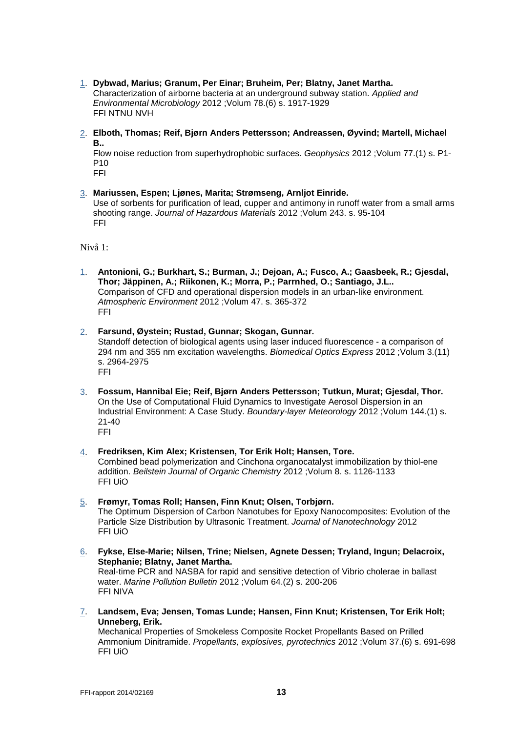1. **Dybwad, Marius; Granum, Per Einar; Bruheim, Per; Blatny, Janet Martha.**
   Characterization of airborne bacteria at an underground subway station. *Applied and Environmental Microbiology* 2012 ;Volum 78.(6) s. 1917-1929
   FFI NTNU NVH

2. **Elboth, Thomas; Reif, Bjørn Anders Pettersson; Andreassen, Øyvind; Martell, Michael B..**
   Flow noise reduction from superhydrophobic surfaces. *Geophysics* 2012 ;Volum 77.(1) s. P1-P10
   FFI

3. **Mariussen, Espen; Ljønes, Marita; Strømseng, Arnljot Einride.**
   Use of sorbents for purification of lead, cupper and antimony in runoff water from a small arms shooting range. *Journal of Hazardous Materials* 2012 ;Volum 243. s. 95-104
   FFI

Nivå 1:

1. **Antonioni, G.; Burkhart, S.; Burman, J.; Dejoan, A.; Fusco, A.; Gaasbeek, R.; Gjesdal, Thor; Jäppinen, A.; Riikonen, K.; Morra, P.; Parrnhed, O.; Santiago, J.L..**
   Comparison of CFD and operational dispersion models in an urban-like environment. *Atmospheric Environment* 2012 ;Volum 47. s. 365-372
   FFI

2. **Farsund, Øystein; Rustad, Gunnar; Skogan, Gunnar.**
   Standoff detection of biological agents using laser induced fluorescence - a comparison of 294 nm and 355 nm excitation wavelengths. *Biomedical Optics Express* 2012 ;Volum 3.(11) s. 2964-2975
   FFI

3. **Fossum, Hannibal Eie; Reif, Bjørn Anders Pettersson; Tutkun, Murat; Gjesdal, Thor.**
   On the Use of Computational Fluid Dynamics to Investigate Aerosol Dispersion in an Industrial Environment: A Case Study. *Boundary-layer Meteorology* 2012 ;Volum 144.(1) s. 21-40
   FFI

4. **Fredriksen, Kim Alex; Kristensen, Tor Erik Holt; Hansen, Tore.**
   Combined bead polymerization and Cinchona organocatalyst immobilization by thiol-ene addition. *Beilstein Journal of Organic Chemistry* 2012 ;Volum 8. s. 1126-1133
   FFI UiO

5. **Frømyr, Tomas Roll; Hansen, Finn Knut; Olsen, Torbjørn.**
   The Optimum Dispersion of Carbon Nanotubes for Epoxy Nanocomposites: Evolution of the Particle Size Distribution by Ultrasonic Treatment. *Journal of Nanotechnology* 2012
   FFI UiO

6. **Fykse, Else-Marie; Nilsen, Trine; Nielsen, Agnete Dessen; Tryland, Ingun; Delacroix, Stephanie; Blatny, Janet Martha.**
   Real-time PCR and NASBA for rapid and sensitive detection of Vibrio cholerae in ballast water. *Marine Pollution Bulletin* 2012 ;Volum 64.(2) s. 200-206
   FFI NIVA

7. **Landsem, Eva; Jensen, Tomas Lunde; Hansen, Finn Knut; Kristensen, Tor Erik Holt; Unneberg, Erik.**
   Mechanical Properties of Smokeless Composite Rocket Propellants Based on Prilled Ammonium Dinitramide. *Propellants, explosives, pyrotechnics* 2012 ;Volum 37.(6) s. 691-698
   FFI UiO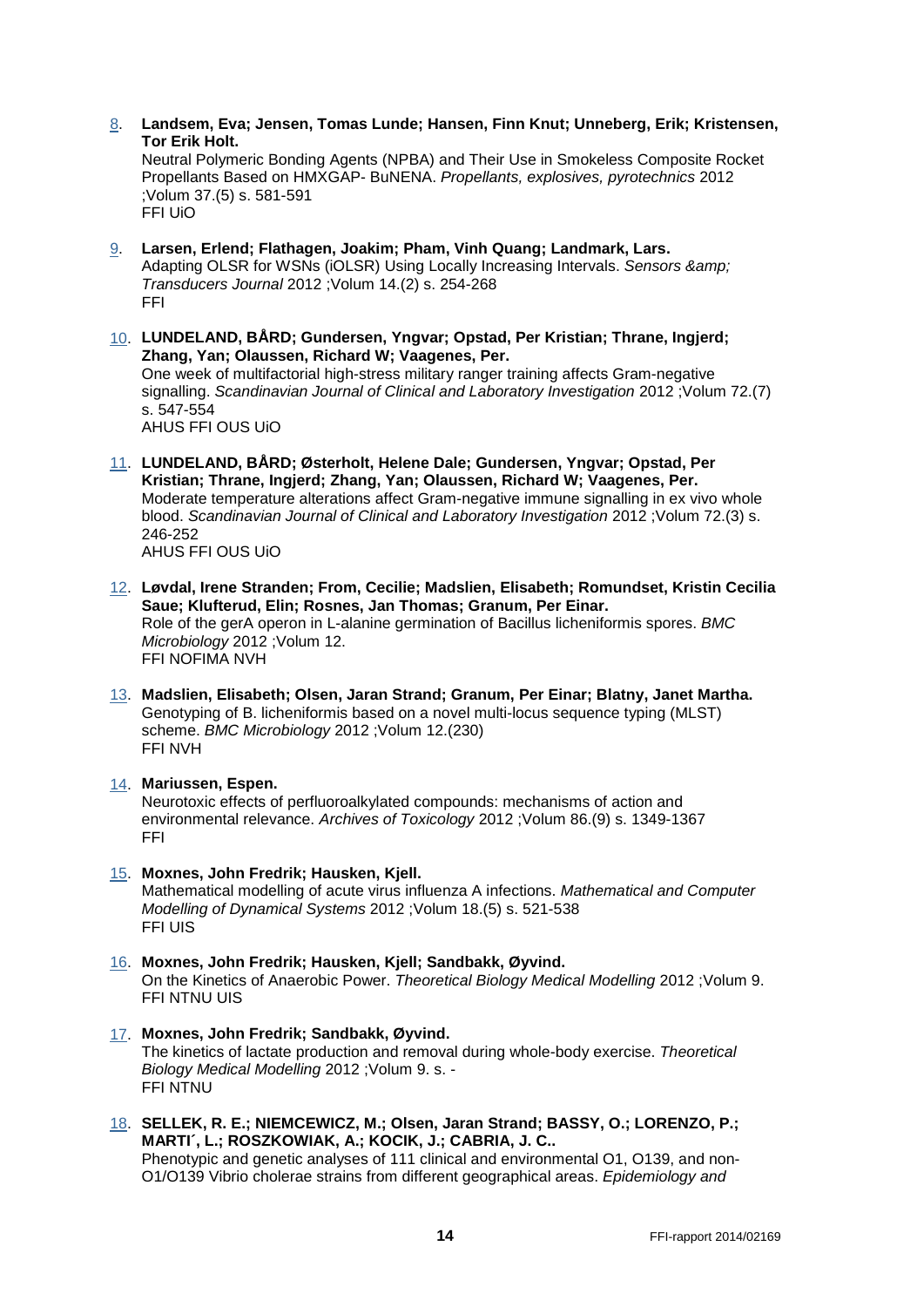8. **Landsem, Eva; Jensen, Tomas Lunde; Hansen, Finn Knut; Unneberg, Erik; Kristensen, Tor Erik Holt.**
   Neutral Polymeric Bonding Agents (NPBA) and Their Use in Smokeless Composite Rocket Propellants Based on HMXGAP- BuNENA. *Propellants, explosives, pyrotechnics* 2012 ;Volum 37.(5) s. 581-591
   FFI UiO

9. **Larsen, Erlend; Flathagen, Joakim; Pham, Vinh Quang; Landmark, Lars.**
   Adapting OLSR for WSNs (iOLSR) Using Locally Increasing Intervals. *Sensors &amp; Transducers Journal* 2012 ;Volum 14.(2) s. 254-268
   FFI

10. **LUNDELAND, BÅRD; Gundersen, Yngvar; Opstad, Per Kristian; Thrane, Ingjerd; Zhang, Yan; Olaussen, Richard W; Vaagenes, Per.**
    One week of multifactorial high-stress military ranger training affects Gram-negative signalling. *Scandinavian Journal of Clinical and Laboratory Investigation* 2012 ;Volum 72.(7) s. 547-554
    AHUS FFI OUS UiO

11. **LUNDELAND, BÅRD; Østerholt, Helene Dale; Gundersen, Yngvar; Opstad, Per Kristian; Thrane, Ingjerd; Zhang, Yan; Olaussen, Richard W; Vaagenes, Per.**
    Moderate temperature alterations affect Gram-negative immune signalling in ex vivo whole blood. *Scandinavian Journal of Clinical and Laboratory Investigation* 2012 ;Volum 72.(3) s. 246-252
    AHUS FFI OUS UiO

12. **Løvdal, Irene Stranden; From, Cecilie; Madslien, Elisabeth; Romundset, Kristin Cecilia Saue; Klufterud, Elin; Rosnes, Jan Thomas; Granum, Per Einar.**
    Role of the gerA operon in L-alanine germination of Bacillus licheniformis spores. *BMC Microbiology* 2012 ;Volum 12.
    FFI NOFIMA NVH

13. **Madslien, Elisabeth; Olsen, Jaran Strand; Granum, Per Einar; Blatny, Janet Martha.**
    Genotyping of B. licheniformis based on a novel multi-locus sequence typing (MLST) scheme. *BMC Microbiology* 2012 ;Volum 12.(230)
    FFI NVH

14. **Mariussen, Espen.**
    Neurotoxic effects of perfluoroalkylated compounds: mechanisms of action and environmental relevance. *Archives of Toxicology* 2012 ;Volum 86.(9) s. 1349-1367
    FFI

15. **Moxnes, John Fredrik; Hausken, Kjell.**
    Mathematical modelling of acute virus influenza A infections. *Mathematical and Computer Modelling of Dynamical Systems* 2012 ;Volum 18.(5) s. 521-538
    FFI UIS

16. **Moxnes, John Fredrik; Hausken, Kjell; Sandbakk, Øyvind.**
    On the Kinetics of Anaerobic Power. *Theoretical Biology Medical Modelling* 2012 ;Volum 9.
    FFI NTNU UIS

17. **Moxnes, John Fredrik; Sandbakk, Øyvind.**
    The kinetics of lactate production and removal during whole-body exercise. *Theoretical Biology Medical Modelling* 2012 ;Volum 9. s. -
    FFI NTNU

18. **SELLEK, R. E.; NIEMCEWICZ, M.; Olsen, Jaran Strand; BASSY, O.; LORENZO, P.; MARTI´, L.; ROSZKOWIAK, A.; KOCIK, J.; CABRIA, J. C..**
    Phenotypic and genetic analyses of 111 clinical and environmental O1, O139, and non-O1/O139 Vibrio cholerae strains from different geographical areas. *Epidemiology and*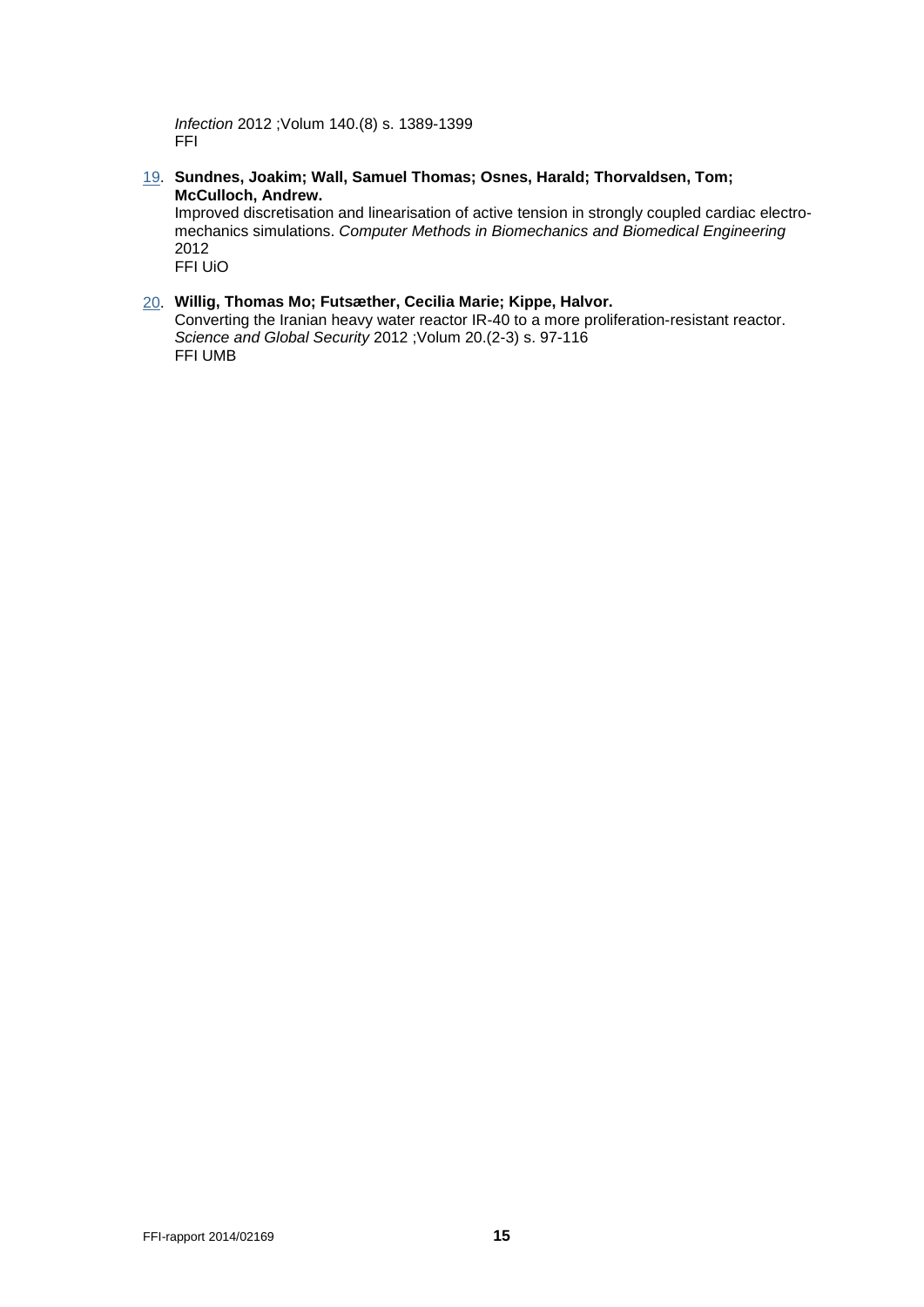*Infection* 2012 ;Volum 140.(8) s. 1389-1399
FFI

19. **Sundnes, Joakim; Wall, Samuel Thomas; Osnes, Harald; Thorvaldsen, Tom; McCulloch, Andrew.**
Improved discretisation and linearisation of active tension in strongly coupled cardiac electro-mechanics simulations. *Computer Methods in Biomechanics and Biomedical Engineering* 2012
FFI UiO

20. **Willig, Thomas Mo; Futsæther, Cecilia Marie; Kippe, Halvor.**
Converting the Iranian heavy water reactor IR-40 to a more proliferation-resistant reactor. *Science and Global Security* 2012 ;Volum 20.(2-3) s. 97-116
FFI UMB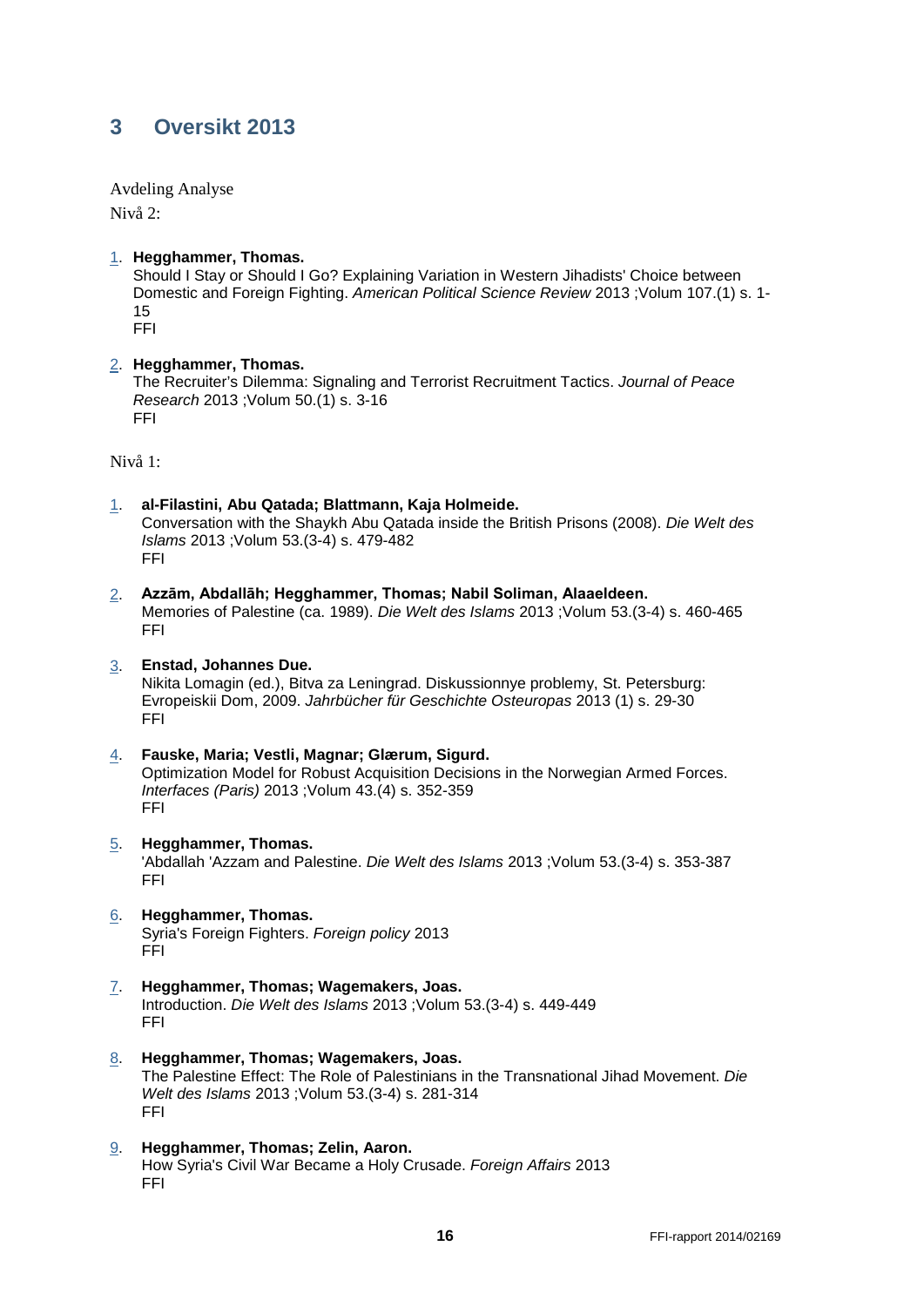# 3 Oversikt 2013

Avdeling Analyse

Nivå 2:

1. **Hegghammer, Thomas.**
   Should I Stay or Should I Go? Explaining Variation in Western Jihadists' Choice between Domestic and Foreign Fighting. *American Political Science Review* 2013 ;Volum 107.(1) s. 1-15
   FFI

2. **Hegghammer, Thomas.**
   The Recruiter's Dilemma: Signaling and Terrorist Recruitment Tactics. *Journal of Peace Research* 2013 ;Volum 50.(1) s. 3-16
   FFI

Nivå 1:

1. **al-Filastini, Abu Qatada; Blattmann, Kaja Holmeide.**
   Conversation with the Shaykh Abu Qatada inside the British Prisons (2008). *Die Welt des Islams* 2013 ;Volum 53.(3-4) s. 479-482
   FFI

2. **Azzām, Abdallāh; Hegghammer, Thomas; Nabil Soliman, Alaaeldeen.**
   Memories of Palestine (ca. 1989). *Die Welt des Islams* 2013 ;Volum 53.(3-4) s. 460-465
   FFI

3. **Enstad, Johannes Due.**
   Nikita Lomagin (ed.), Bitva za Leningrad. Diskussionnye problemy, St. Petersburg: Evropeiskii Dom, 2009. *Jahrbücher für Geschichte Osteuropas* 2013 (1) s. 29-30
   FFI

4. **Fauske, Maria; Vestli, Magnar; Glærum, Sigurd.**
   Optimization Model for Robust Acquisition Decisions in the Norwegian Armed Forces. *Interfaces (Paris)* 2013 ;Volum 43.(4) s. 352-359
   FFI

5. **Hegghammer, Thomas.**
   'Abdallah 'Azzam and Palestine. *Die Welt des Islams* 2013 ;Volum 53.(3-4) s. 353-387
   FFI

6. **Hegghammer, Thomas.**
   Syria's Foreign Fighters. *Foreign policy* 2013
   FFI

7. **Hegghammer, Thomas; Wagemakers, Joas.**
   Introduction. *Die Welt des Islams* 2013 ;Volum 53.(3-4) s. 449-449
   FFI

8. **Hegghammer, Thomas; Wagemakers, Joas.**
   The Palestine Effect: The Role of Palestinians in the Transnational Jihad Movement. *Die Welt des Islams* 2013 ;Volum 53.(3-4) s. 281-314
   FFI

9. **Hegghammer, Thomas; Zelin, Aaron.**
   How Syria's Civil War Became a Holy Crusade. *Foreign Affairs* 2013
   FFI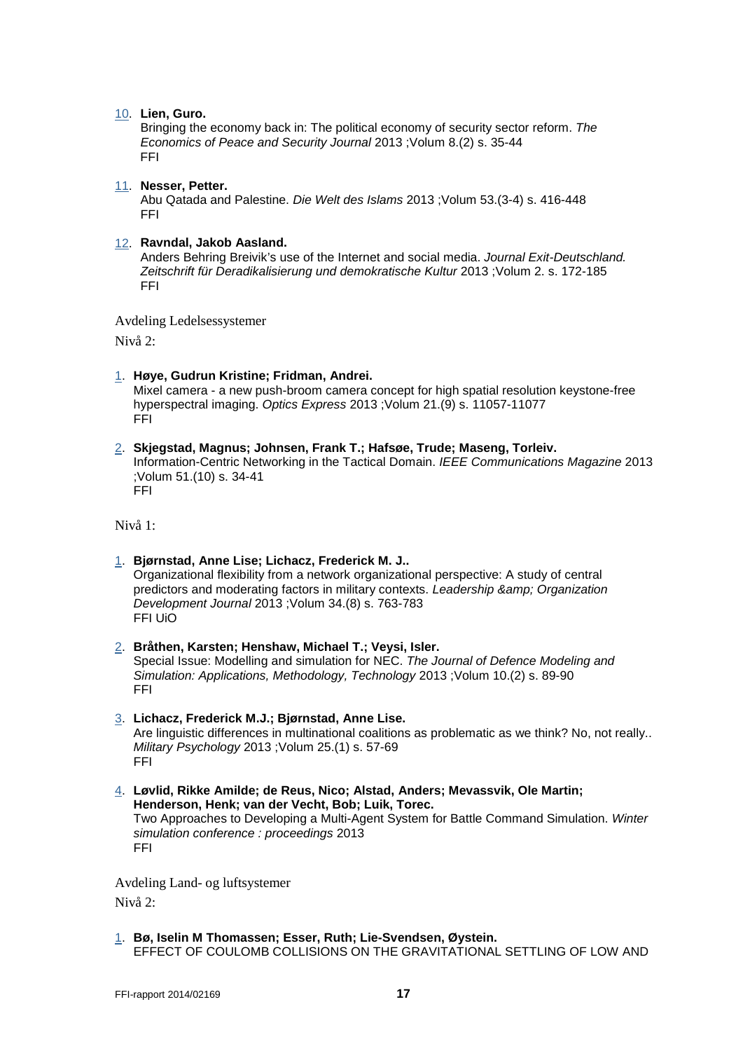10. **Lien, Guro.**
    Bringing the economy back in: The political economy of security sector reform. *The Economics of Peace and Security Journal* 2013 ;Volum 8.(2) s. 35-44
    FFI

11. **Nesser, Petter.**
    Abu Qatada and Palestine. *Die Welt des Islams* 2013 ;Volum 53.(3-4) s. 416-448
    FFI

12. **Ravndal, Jakob Aasland.**
    Anders Behring Breivik's use of the Internet and social media. *Journal Exit-Deutschland. Zeitschrift für Deradikalisierung und demokratische Kultur* 2013 ;Volum 2. s. 172-185
    FFI

Avdeling Ledelsessystemer

Nivå 2:

1. **Høye, Gudrun Kristine; Fridman, Andrei.**
   Mixel camera - a new push-broom camera concept for high spatial resolution keystone-free hyperspectral imaging. *Optics Express* 2013 ;Volum 21.(9) s. 11057-11077
   FFI

2. **Skjegstad, Magnus; Johnsen, Frank T.; Hafsøe, Trude; Maseng, Torleiv.**
   Information-Centric Networking in the Tactical Domain. *IEEE Communications Magazine* 2013 ;Volum 51.(10) s. 34-41
   FFI

Nivå 1:

1. **Bjørnstad, Anne Lise; Lichacz, Frederick M. J..**
   Organizational flexibility from a network organizational perspective: A study of central predictors and moderating factors in military contexts. *Leadership &amp; Organization Development Journal* 2013 ;Volum 34.(8) s. 763-783
   FFI UiO

2. **Bråthen, Karsten; Henshaw, Michael T.; Veysi, Isler.**
   Special Issue: Modelling and simulation for NEC. *The Journal of Defence Modeling and Simulation: Applications, Methodology, Technology* 2013 ;Volum 10.(2) s. 89-90
   FFI

3. **Lichacz, Frederick M.J.; Bjørnstad, Anne Lise.**
   Are linguistic differences in multinational coalitions as problematic as we think? No, not really.. *Military Psychology* 2013 ;Volum 25.(1) s. 57-69
   FFI

4. **Løvlid, Rikke Amilde; de Reus, Nico; Alstad, Anders; Mevassvik, Ole Martin; Henderson, Henk; van der Vecht, Bob; Luik, Torec.**
   Two Approaches to Developing a Multi-Agent System for Battle Command Simulation. *Winter simulation conference : proceedings* 2013
   FFI

Avdeling Land- og luftsystemer

Nivå 2:

1. **Bø, Iselin M Thomassen; Esser, Ruth; Lie-Svendsen, Øystein.**
   EFFECT OF COULOMB COLLISIONS ON THE GRAVITATIONAL SETTLING OF LOW AND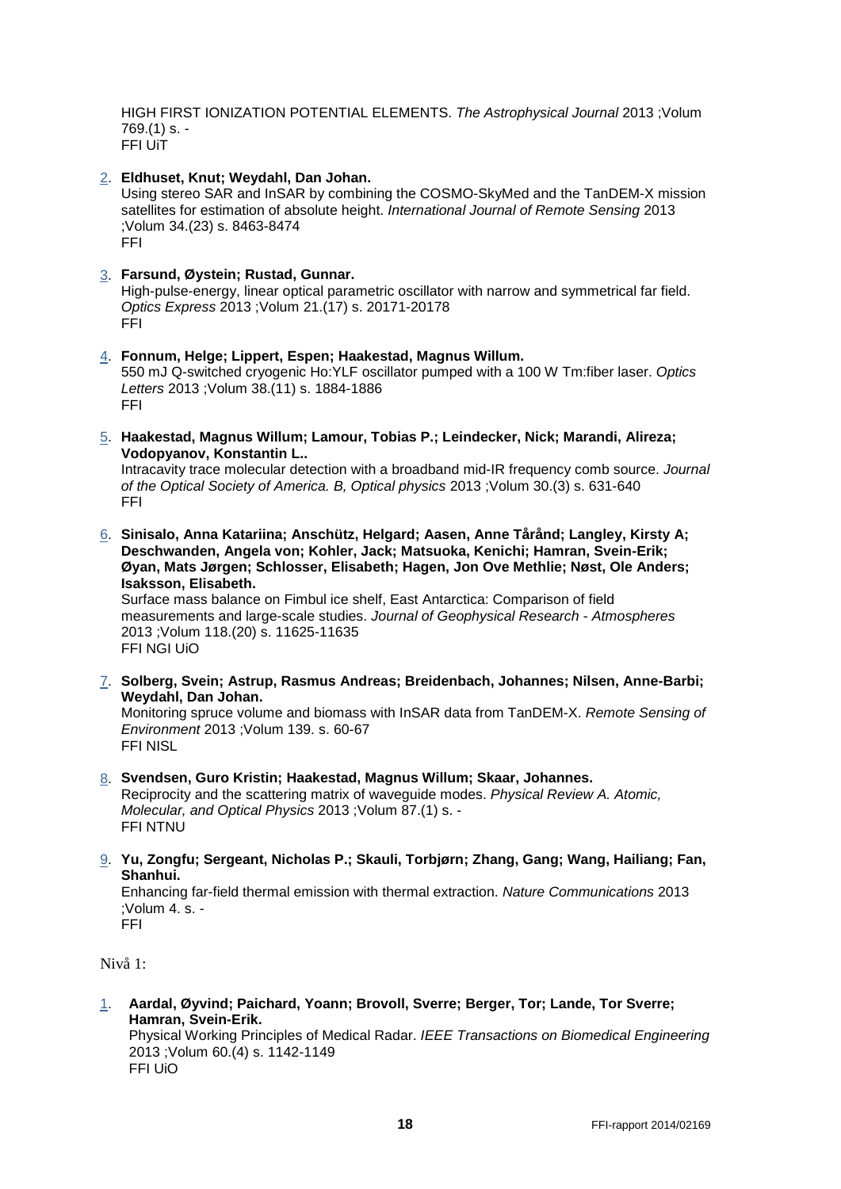HIGH FIRST IONIZATION POTENTIAL ELEMENTS. *The Astrophysical Journal* 2013 ;Volum 769.(1) s. -
FFI UiT

2. **Eldhuset, Knut; Weydahl, Dan Johan.**
Using stereo SAR and InSAR by combining the COSMO-SkyMed and the TanDEM-X mission satellites for estimation of absolute height. *International Journal of Remote Sensing* 2013 ;Volum 34.(23) s. 8463-8474
FFI

3. **Farsund, Øystein; Rustad, Gunnar.**
High-pulse-energy, linear optical parametric oscillator with narrow and symmetrical far field. *Optics Express* 2013 ;Volum 21.(17) s. 20171-20178
FFI

4. **Fonnum, Helge; Lippert, Espen; Haakestad, Magnus Willum.**
550 mJ Q-switched cryogenic Ho:YLF oscillator pumped with a 100 W Tm:fiber laser. *Optics Letters* 2013 ;Volum 38.(11) s. 1884-1886
FFI

5. **Haakestad, Magnus Willum; Lamour, Tobias P.; Leindecker, Nick; Marandi, Alireza; Vodopyanov, Konstantin L..**
Intracavity trace molecular detection with a broadband mid-IR frequency comb source. *Journal of the Optical Society of America. B, Optical physics* 2013 ;Volum 30.(3) s. 631-640
FFI

6. **Sinisalo, Anna Katariina; Anschütz, Helgard; Aasen, Anne Tårånd; Langley, Kirsty A; Deschwanden, Angela von; Kohler, Jack; Matsuoka, Kenichi; Hamran, Svein-Erik; Øyan, Mats Jørgen; Schlosser, Elisabeth; Hagen, Jon Ove Methlie; Nøst, Ole Anders; Isaksson, Elisabeth.**
Surface mass balance on Fimbul ice shelf, East Antarctica: Comparison of field measurements and large-scale studies. *Journal of Geophysical Research - Atmospheres* 2013 ;Volum 118.(20) s. 11625-11635
FFI NGI UiO

7. **Solberg, Svein; Astrup, Rasmus Andreas; Breidenbach, Johannes; Nilsen, Anne-Barbi; Weydahl, Dan Johan.**
Monitoring spruce volume and biomass with InSAR data from TanDEM-X. *Remote Sensing of Environment* 2013 ;Volum 139. s. 60-67
FFI NISL

8. **Svendsen, Guro Kristin; Haakestad, Magnus Willum; Skaar, Johannes.**
Reciprocity and the scattering matrix of waveguide modes. *Physical Review A. Atomic, Molecular, and Optical Physics* 2013 ;Volum 87.(1) s. -
FFI NTNU

9. **Yu, Zongfu; Sergeant, Nicholas P.; Skauli, Torbjørn; Zhang, Gang; Wang, Hailiang; Fan, Shanhui.**
Enhancing far-field thermal emission with thermal extraction. *Nature Communications* 2013 ;Volum 4. s. -
FFI

Nivå 1:

1. **Aardal, Øyvind; Paichard, Yoann; Brovoll, Sverre; Berger, Tor; Lande, Tor Sverre; Hamran, Svein-Erik.**
Physical Working Principles of Medical Radar. *IEEE Transactions on Biomedical Engineering* 2013 ;Volum 60.(4) s. 1142-1149
FFI UiO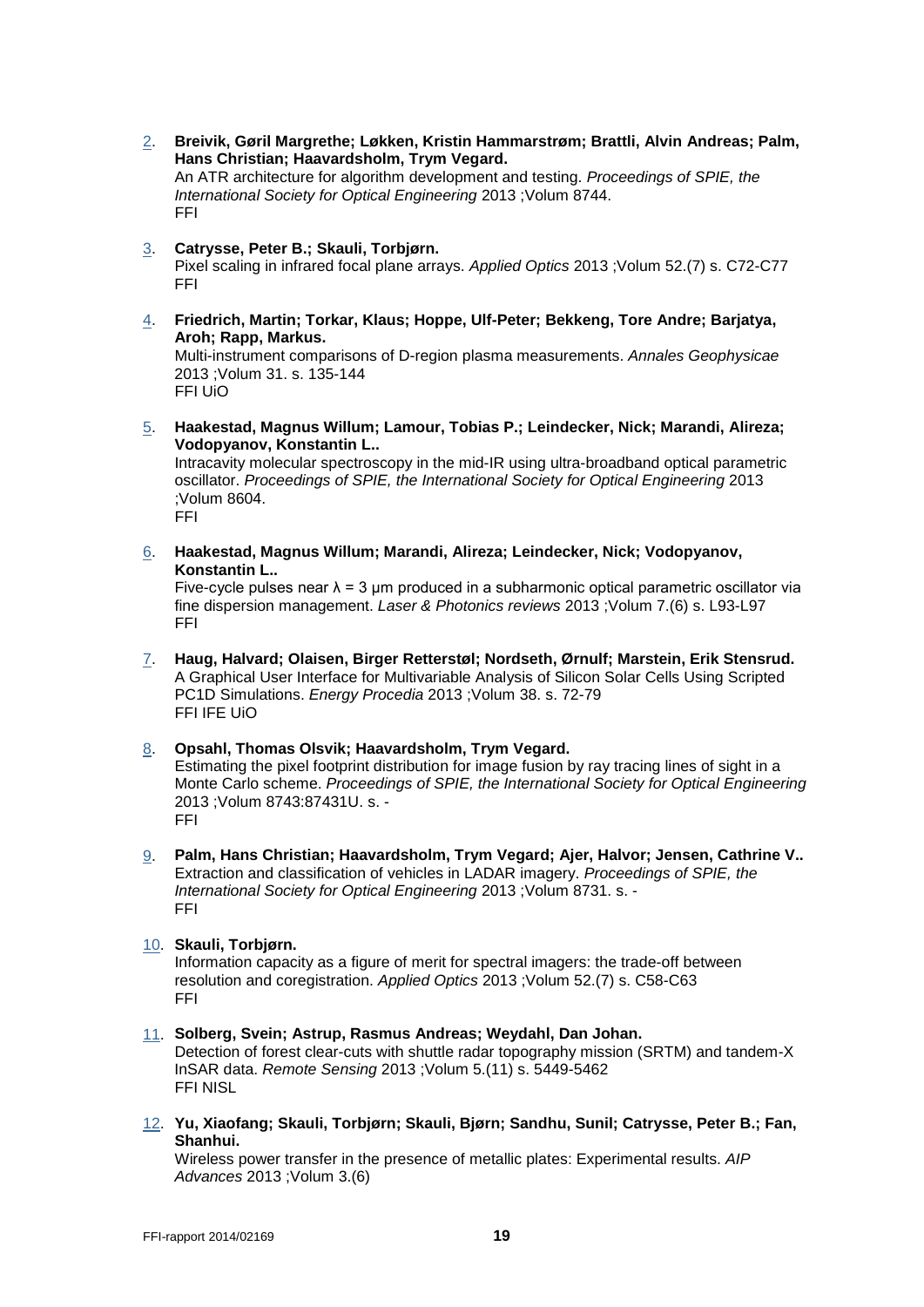2. **Breivik, Gøril Margrethe; Løkken, Kristin Hammarstrøm; Brattli, Alvin Andreas; Palm, Hans Christian; Haavardsholm, Trym Vegard.**
   An ATR architecture for algorithm development and testing. *Proceedings of SPIE, the International Society for Optical Engineering* 2013 ;Volum 8744.
   FFI

3. **Catrysse, Peter B.; Skauli, Torbjørn.**
   Pixel scaling in infrared focal plane arrays. *Applied Optics* 2013 ;Volum 52.(7) s. C72-C77
   FFI

4. **Friedrich, Martin; Torkar, Klaus; Hoppe, Ulf-Peter; Bekkeng, Tore Andre; Barjatya, Aroh; Rapp, Markus.**
   Multi-instrument comparisons of D-region plasma measurements. *Annales Geophysicae* 2013 ;Volum 31. s. 135-144
   FFI UiO

5. **Haakestad, Magnus Willum; Lamour, Tobias P.; Leindecker, Nick; Marandi, Alireza; Vodopyanov, Konstantin L..**
   Intracavity molecular spectroscopy in the mid-IR using ultra-broadband optical parametric oscillator. *Proceedings of SPIE, the International Society for Optical Engineering* 2013 ;Volum 8604.
   FFI

6. **Haakestad, Magnus Willum; Marandi, Alireza; Leindecker, Nick; Vodopyanov, Konstantin L..**
   Five-cycle pulses near $\lambda = 3$ µm produced in a subharmonic optical parametric oscillator via fine dispersion management. *Laser & Photonics reviews* 2013 ;Volum 7.(6) s. L93-L97
   FFI

7. **Haug, Halvard; Olaisen, Birger Retterstøl; Nordseth, Ørnulf; Marstein, Erik Stensrud.**
   A Graphical User Interface for Multivariable Analysis of Silicon Solar Cells Using Scripted PC1D Simulations. *Energy Procedia* 2013 ;Volum 38. s. 72-79
   FFI IFE UiO

8. **Opsahl, Thomas Olsvik; Haavardsholm, Trym Vegard.**
   Estimating the pixel footprint distribution for image fusion by ray tracing lines of sight in a Monte Carlo scheme. *Proceedings of SPIE, the International Society for Optical Engineering* 2013 ;Volum 8743:87431U. s. -
   FFI

9. **Palm, Hans Christian; Haavardsholm, Trym Vegard; Ajer, Halvor; Jensen, Cathrine V..**
   Extraction and classification of vehicles in LADAR imagery. *Proceedings of SPIE, the International Society for Optical Engineering* 2013 ;Volum 8731. s. -
   FFI

10. **Skauli, Torbjørn.**
    Information capacity as a figure of merit for spectral imagers: the trade-off between resolution and coregistration. *Applied Optics* 2013 ;Volum 52.(7) s. C58-C63
    FFI

11. **Solberg, Svein; Astrup, Rasmus Andreas; Weydahl, Dan Johan.**
    Detection of forest clear-cuts with shuttle radar topography mission (SRTM) and tandem-X InSAR data. *Remote Sensing* 2013 ;Volum 5.(11) s. 5449-5462
    FFI NISL

12. **Yu, Xiaofang; Skauli, Torbjørn; Skauli, Bjørn; Sandhu, Sunil; Catrysse, Peter B.; Fan, Shanhui.**
    Wireless power transfer in the presence of metallic plates: Experimental results. *AIP Advances* 2013 ;Volum 3.(6)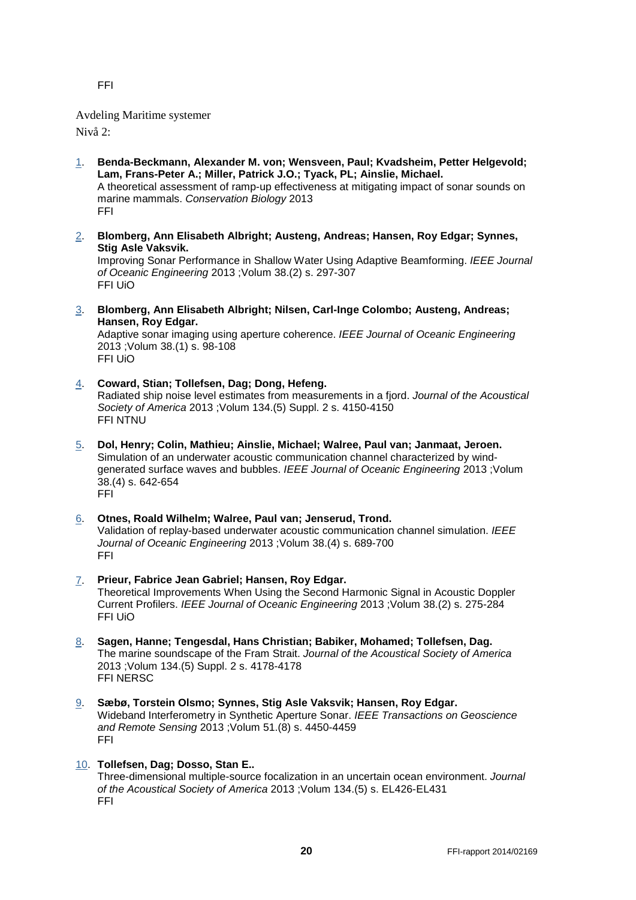FFI

Avdeling Maritime systemer

Nivå 2:

1. **Benda-Beckmann, Alexander M. von; Wensveen, Paul; Kvadsheim, Petter Helgevold; Lam, Frans-Peter A.; Miller, Patrick J.O.; Tyack, PL; Ainslie, Michael.**
   A theoretical assessment of ramp-up effectiveness at mitigating impact of sonar sounds on marine mammals. *Conservation Biology* 2013
   FFI

2. **Blomberg, Ann Elisabeth Albright; Austeng, Andreas; Hansen, Roy Edgar; Synnes, Stig Asle Vaksvik.**
   Improving Sonar Performance in Shallow Water Using Adaptive Beamforming. *IEEE Journal of Oceanic Engineering* 2013 ;Volum 38.(2) s. 297-307
   FFI UiO

3. **Blomberg, Ann Elisabeth Albright; Nilsen, Carl-Inge Colombo; Austeng, Andreas; Hansen, Roy Edgar.**
   Adaptive sonar imaging using aperture coherence. *IEEE Journal of Oceanic Engineering* 2013 ;Volum 38.(1) s. 98-108
   FFI UiO

4. **Coward, Stian; Tollefsen, Dag; Dong, Hefeng.**
   Radiated ship noise level estimates from measurements in a fjord. *Journal of the Acoustical Society of America* 2013 ;Volum 134.(5) Suppl. 2 s. 4150-4150
   FFI NTNU

5. **Dol, Henry; Colin, Mathieu; Ainslie, Michael; Walree, Paul van; Janmaat, Jeroen.**
   Simulation of an underwater acoustic communication channel characterized by wind-generated surface waves and bubbles. *IEEE Journal of Oceanic Engineering* 2013 ;Volum 38.(4) s. 642-654
   FFI

6. **Otnes, Roald Wilhelm; Walree, Paul van; Jenserud, Trond.**
   Validation of replay-based underwater acoustic communication channel simulation. *IEEE Journal of Oceanic Engineering* 2013 ;Volum 38.(4) s. 689-700
   FFI

7. **Prieur, Fabrice Jean Gabriel; Hansen, Roy Edgar.**
   Theoretical Improvements When Using the Second Harmonic Signal in Acoustic Doppler Current Profilers. *IEEE Journal of Oceanic Engineering* 2013 ;Volum 38.(2) s. 275-284
   FFI UiO

8. **Sagen, Hanne; Tengesdal, Hans Christian; Babiker, Mohamed; Tollefsen, Dag.**
   The marine soundscape of the Fram Strait. *Journal of the Acoustical Society of America* 2013 ;Volum 134.(5) Suppl. 2 s. 4178-4178
   FFI NERSC

9. **Sæbø, Torstein Olsmo; Synnes, Stig Asle Vaksvik; Hansen, Roy Edgar.**
   Wideband Interferometry in Synthetic Aperture Sonar. *IEEE Transactions on Geoscience and Remote Sensing* 2013 ;Volum 51.(8) s. 4450-4459
   FFI

10. **Tollefsen, Dag; Dosso, Stan E..**
    Three-dimensional multiple-source focalization in an uncertain ocean environment. *Journal of the Acoustical Society of America* 2013 ;Volum 134.(5) s. EL426-EL431
    FFI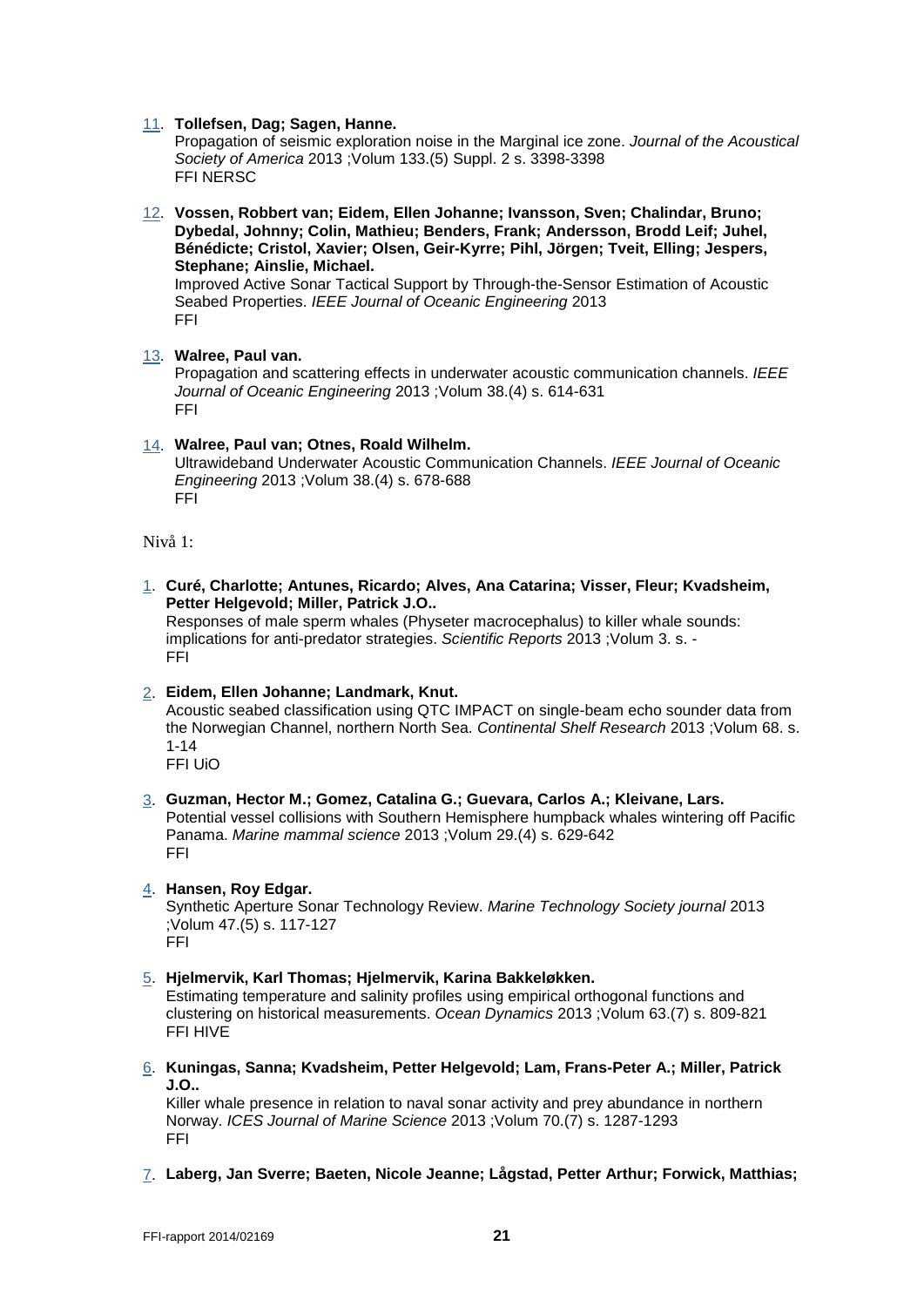11. **Tollefsen, Dag; Sagen, Hanne.**
    Propagation of seismic exploration noise in the Marginal ice zone. *Journal of the Acoustical Society of America* 2013 ;Volum 133.(5) Suppl. 2 s. 3398-3398
    FFI NERSC

12. **Vossen, Robbert van; Eidem, Ellen Johanne; Ivansson, Sven; Chalindar, Bruno; Dybedal, Johnny; Colin, Mathieu; Benders, Frank; Andersson, Brodd Leif; Juhel, Bénédicte; Cristol, Xavier; Olsen, Geir-Kyrre; Pihl, Jörgen; Tveit, Elling; Jespers, Stephane; Ainslie, Michael.**
    Improved Active Sonar Tactical Support by Through-the-Sensor Estimation of Acoustic Seabed Properties. *IEEE Journal of Oceanic Engineering* 2013
    FFI

13. **Walree, Paul van.**
    Propagation and scattering effects in underwater acoustic communication channels. *IEEE Journal of Oceanic Engineering* 2013 ;Volum 38.(4) s. 614-631
    FFI

14. **Walree, Paul van; Otnes, Roald Wilhelm.**
    Ultrawideband Underwater Acoustic Communication Channels. *IEEE Journal of Oceanic Engineering* 2013 ;Volum 38.(4) s. 678-688
    FFI

Nivå 1:

1. **Curé, Charlotte; Antunes, Ricardo; Alves, Ana Catarina; Visser, Fleur; Kvadsheim, Petter Helgevold; Miller, Patrick J.O..**
   Responses of male sperm whales (Physeter macrocephalus) to killer whale sounds: implications for anti-predator strategies. *Scientific Reports* 2013 ;Volum 3. s. -
   FFI

2. **Eidem, Ellen Johanne; Landmark, Knut.**
   Acoustic seabed classification using QTC IMPACT on single-beam echo sounder data from the Norwegian Channel, northern North Sea. *Continental Shelf Research* 2013 ;Volum 68. s. 1-14
   FFI UiO

3. **Guzman, Hector M.; Gomez, Catalina G.; Guevara, Carlos A.; Kleivane, Lars.**
   Potential vessel collisions with Southern Hemisphere humpback whales wintering off Pacific Panama. *Marine mammal science* 2013 ;Volum 29.(4) s. 629-642
   FFI

4. **Hansen, Roy Edgar.**
   Synthetic Aperture Sonar Technology Review. *Marine Technology Society journal* 2013 ;Volum 47.(5) s. 117-127
   FFI

5. **Hjelmervik, Karl Thomas; Hjelmervik, Karina Bakkeløkken.**
   Estimating temperature and salinity profiles using empirical orthogonal functions and clustering on historical measurements. *Ocean Dynamics* 2013 ;Volum 63.(7) s. 809-821
   FFI HIVE

6. **Kuningas, Sanna; Kvadsheim, Petter Helgevold; Lam, Frans-Peter A.; Miller, Patrick J.O..**
   Killer whale presence in relation to naval sonar activity and prey abundance in northern Norway. *ICES Journal of Marine Science* 2013 ;Volum 70.(7) s. 1287-1293
   FFI

7. **Laberg, Jan Sverre; Baeten, Nicole Jeanne; Lågstad, Petter Arthur; Forwick, Matthias;**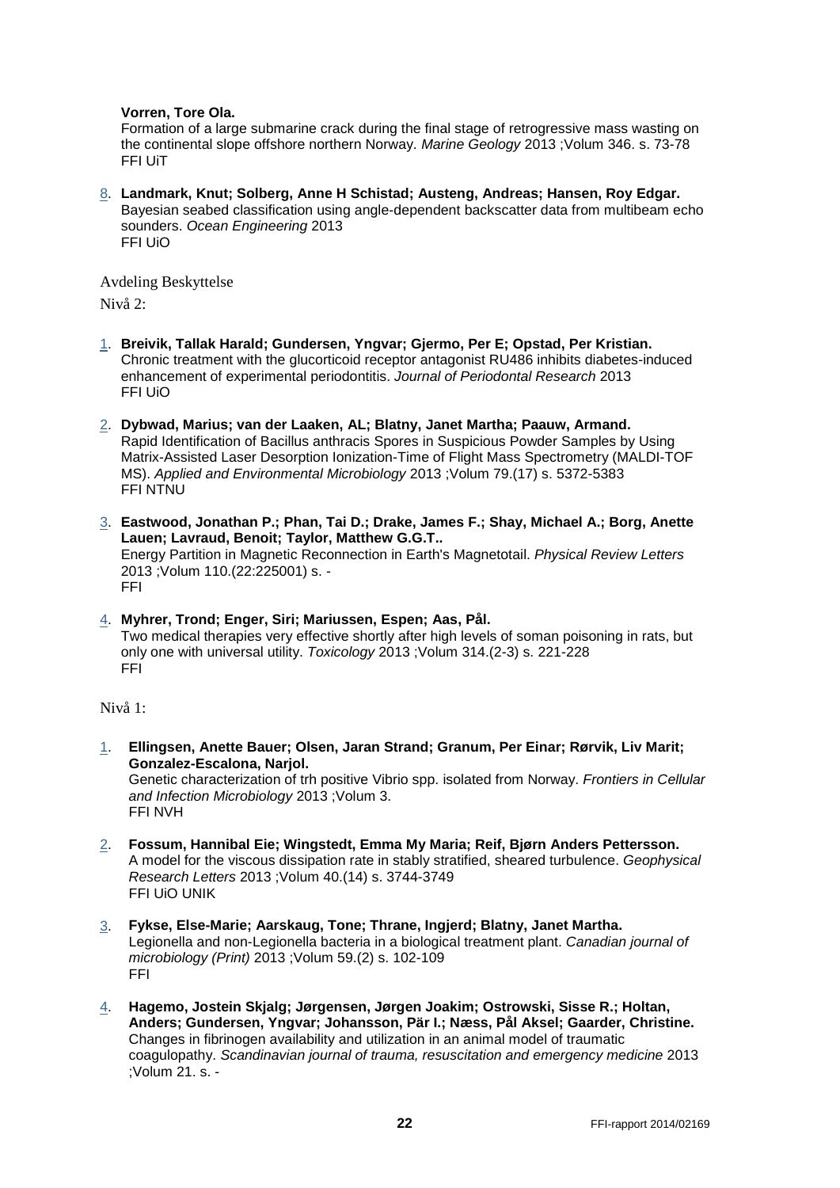**Vorren, Tore Ola.**
Formation of a large submarine crack during the final stage of retrogressive mass wasting on the continental slope offshore northern Norway. *Marine Geology* 2013 ;Volum 346. s. 73-78
FFI UiT

8. **Landmark, Knut; Solberg, Anne H Schistad; Austeng, Andreas; Hansen, Roy Edgar.**
Bayesian seabed classification using angle-dependent backscatter data from multibeam echo sounders. *Ocean Engineering* 2013
FFI UiO

Avdeling Beskyttelse

Nivå 2:

1. **Breivik, Tallak Harald; Gundersen, Yngvar; Gjermo, Per E; Opstad, Per Kristian.**
Chronic treatment with the glucorticoid receptor antagonist RU486 inhibits diabetes-induced enhancement of experimental periodontitis. *Journal of Periodontal Research* 2013
FFI UiO

2. **Dybwad, Marius; van der Laaken, AL; Blatny, Janet Martha; Paauw, Armand.**
Rapid Identification of Bacillus anthracis Spores in Suspicious Powder Samples by Using Matrix-Assisted Laser Desorption Ionization-Time of Flight Mass Spectrometry (MALDI-TOF MS). *Applied and Environmental Microbiology* 2013 ;Volum 79.(17) s. 5372-5383
FFI NTNU

3. **Eastwood, Jonathan P.; Phan, Tai D.; Drake, James F.; Shay, Michael A.; Borg, Anette Lauen; Lavraud, Benoit; Taylor, Matthew G.G.T..**
Energy Partition in Magnetic Reconnection in Earth's Magnetotail. *Physical Review Letters* 2013 ;Volum 110.(22:225001) s. -
FFI

4. **Myhrer, Trond; Enger, Siri; Mariussen, Espen; Aas, Pål.**
Two medical therapies very effective shortly after high levels of soman poisoning in rats, but only one with universal utility. *Toxicology* 2013 ;Volum 314.(2-3) s. 221-228
FFI

Nivå 1:

1. **Ellingsen, Anette Bauer; Olsen, Jaran Strand; Granum, Per Einar; Rørvik, Liv Marit; Gonzalez-Escalona, Narjol.**
Genetic characterization of trh positive Vibrio spp. isolated from Norway. *Frontiers in Cellular and Infection Microbiology* 2013 ;Volum 3.
FFI NVH

2. **Fossum, Hannibal Eie; Wingstedt, Emma My Maria; Reif, Bjørn Anders Pettersson.**
A model for the viscous dissipation rate in stably stratified, sheared turbulence. *Geophysical Research Letters* 2013 ;Volum 40.(14) s. 3744-3749
FFI UiO UNIK

3. **Fykse, Else-Marie; Aarskaug, Tone; Thrane, Ingjerd; Blatny, Janet Martha.**
Legionella and non-Legionella bacteria in a biological treatment plant. *Canadian journal of microbiology (Print)* 2013 ;Volum 59.(2) s. 102-109
FFI

4. **Hagemo, Jostein Skjalg; Jørgensen, Jørgen Joakim; Ostrowski, Sisse R.; Holtan, Anders; Gundersen, Yngvar; Johansson, Pär I.; Næss, Pål Aksel; Gaarder, Christine.**
Changes in fibrinogen availability and utilization in an animal model of traumatic coagulopathy. *Scandinavian journal of trauma, resuscitation and emergency medicine* 2013 ;Volum 21. s. -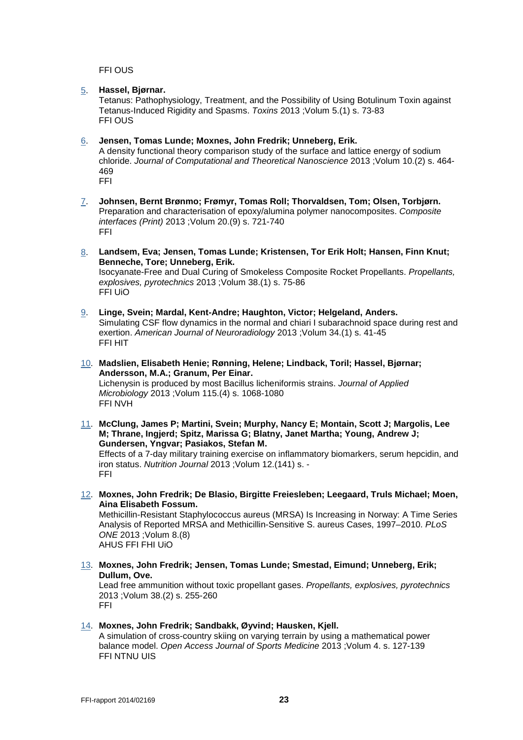FFI OUS

5. **Hassel, Bjørnar.**
   Tetanus: Pathophysiology, Treatment, and the Possibility of Using Botulinum Toxin against Tetanus-Induced Rigidity and Spasms. *Toxins* 2013 ;Volum 5.(1) s. 73-83
   FFI OUS

6. **Jensen, Tomas Lunde; Moxnes, John Fredrik; Unneberg, Erik.**
   A density functional theory comparison study of the surface and lattice energy of sodium chloride. *Journal of Computational and Theoretical Nanoscience* 2013 ;Volum 10.(2) s. 464-469
   FFI

7. **Johnsen, Bernt Brønmo; Frømyr, Tomas Roll; Thorvaldsen, Tom; Olsen, Torbjørn.**
   Preparation and characterisation of epoxy/alumina polymer nanocomposites. *Composite interfaces (Print)* 2013 ;Volum 20.(9) s. 721-740
   FFI

8. **Landsem, Eva; Jensen, Tomas Lunde; Kristensen, Tor Erik Holt; Hansen, Finn Knut; Benneche, Tore; Unneberg, Erik.**
   Isocyanate-Free and Dual Curing of Smokeless Composite Rocket Propellants. *Propellants, explosives, pyrotechnics* 2013 ;Volum 38.(1) s. 75-86
   FFI UiO

9. **Linge, Svein; Mardal, Kent-Andre; Haughton, Victor; Helgeland, Anders.**
   Simulating CSF flow dynamics in the normal and chiari I subarachnoid space during rest and exertion. *American Journal of Neuroradiology* 2013 ;Volum 34.(1) s. 41-45
   FFI HIT

10. **Madslien, Elisabeth Henie; Rønning, Helene; Lindback, Toril; Hassel, Bjørnar; Andersson, M.A.; Granum, Per Einar.**
    Lichenysin is produced by most Bacillus licheniformis strains. *Journal of Applied Microbiology* 2013 ;Volum 115.(4) s. 1068-1080
    FFI NVH

11. **McClung, James P; Martini, Svein; Murphy, Nancy E; Montain, Scott J; Margolis, Lee M; Thrane, Ingjerd; Spitz, Marissa G; Blatny, Janet Martha; Young, Andrew J; Gundersen, Yngvar; Pasiakos, Stefan M.**
    Effects of a 7-day military training exercise on inflammatory biomarkers, serum hepcidin, and iron status. *Nutrition Journal* 2013 ;Volum 12.(141) s. -
    FFI

12. **Moxnes, John Fredrik; De Blasio, Birgitte Freiesleben; Leegaard, Truls Michael; Moen, Aina Elisabeth Fossum.**
    Methicillin-Resistant Staphylococcus aureus (MRSA) Is Increasing in Norway: A Time Series Analysis of Reported MRSA and Methicillin-Sensitive S. aureus Cases, 1997–2010. *PLoS ONE* 2013 ;Volum 8.(8)
    AHUS FFI FHI UiO

13. **Moxnes, John Fredrik; Jensen, Tomas Lunde; Smestad, Eimund; Unneberg, Erik; Dullum, Ove.**
    Lead free ammunition without toxic propellant gases. *Propellants, explosives, pyrotechnics* 2013 ;Volum 38.(2) s. 255-260
    FFI

14. **Moxnes, John Fredrik; Sandbakk, Øyvind; Hausken, Kjell.**
    A simulation of cross-country skiing on varying terrain by using a mathematical power balance model. *Open Access Journal of Sports Medicine* 2013 ;Volum 4. s. 127-139
    FFI NTNU UIS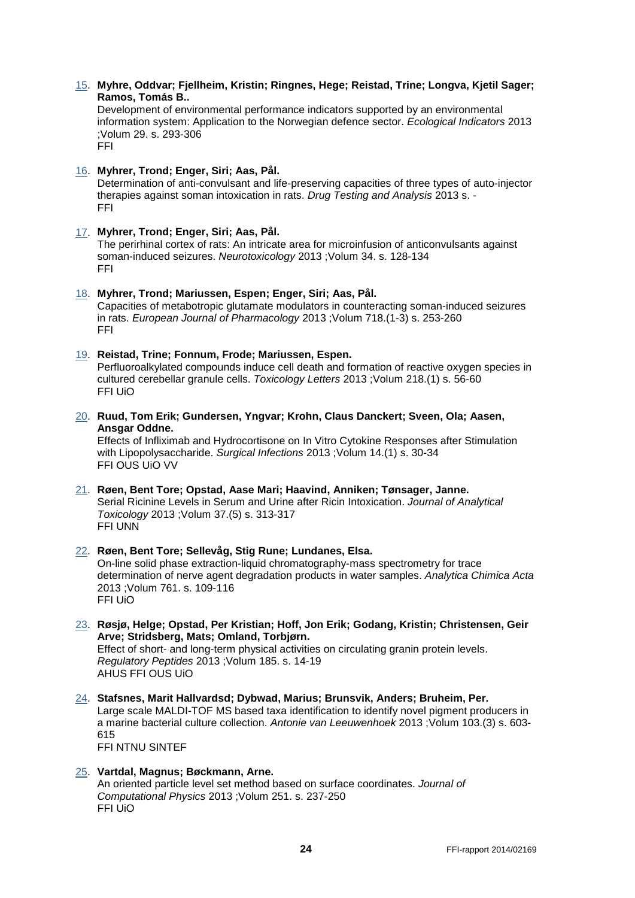15. **Myhre, Oddvar; Fjellheim, Kristin; Ringnes, Hege; Reistad, Trine; Longva, Kjetil Sager; Ramos, Tomás B..**
    Development of environmental performance indicators supported by an environmental information system: Application to the Norwegian defence sector. *Ecological Indicators* 2013 ;Volum 29. s. 293-306
    FFI

16. **Myhrer, Trond; Enger, Siri; Aas, Pål.**
    Determination of anti-convulsant and life-preserving capacities of three types of auto-injector therapies against soman intoxication in rats. *Drug Testing and Analysis* 2013 s. -
    FFI

17. **Myhrer, Trond; Enger, Siri; Aas, Pål.**
    The perirhinal cortex of rats: An intricate area for microinfusion of anticonvulsants against soman-induced seizures. *Neurotoxicology* 2013 ;Volum 34. s. 128-134
    FFI

18. **Myhrer, Trond; Mariussen, Espen; Enger, Siri; Aas, Pål.**
    Capacities of metabotropic glutamate modulators in counteracting soman-induced seizures in rats. *European Journal of Pharmacology* 2013 ;Volum 718.(1-3) s. 253-260
    FFI

19. **Reistad, Trine; Fonnum, Frode; Mariussen, Espen.**
    Perfluoroalkylated compounds induce cell death and formation of reactive oxygen species in cultured cerebellar granule cells. *Toxicology Letters* 2013 ;Volum 218.(1) s. 56-60
    FFI UiO

20. **Ruud, Tom Erik; Gundersen, Yngvar; Krohn, Claus Danckert; Sveen, Ola; Aasen, Ansgar Oddne.**
    Effects of Infliximab and Hydrocortisone on In Vitro Cytokine Responses after Stimulation with Lipopolysaccharide. *Surgical Infections* 2013 ;Volum 14.(1) s. 30-34
    FFI OUS UiO VV

21. **Røen, Bent Tore; Opstad, Aase Mari; Haavind, Anniken; Tønsager, Janne.**
    Serial Ricinine Levels in Serum and Urine after Ricin Intoxication. *Journal of Analytical Toxicology* 2013 ;Volum 37.(5) s. 313-317
    FFI UNN

22. **Røen, Bent Tore; Sellevåg, Stig Rune; Lundanes, Elsa.**
    On-line solid phase extraction-liquid chromatography-mass spectrometry for trace determination of nerve agent degradation products in water samples. *Analytica Chimica Acta* 2013 ;Volum 761. s. 109-116
    FFI UiO

23. **Røsjø, Helge; Opstad, Per Kristian; Hoff, Jon Erik; Godang, Kristin; Christensen, Geir Arve; Stridsberg, Mats; Omland, Torbjørn.**
    Effect of short- and long-term physical activities on circulating granin protein levels. *Regulatory Peptides* 2013 ;Volum 185. s. 14-19
    AHUS FFI OUS UiO

24. **Stafsnes, Marit Hallvardsd; Dybwad, Marius; Brunsvik, Anders; Bruheim, Per.**
    Large scale MALDI-TOF MS based taxa identification to identify novel pigment producers in a marine bacterial culture collection. *Antonie van Leeuwenhoek* 2013 ;Volum 103.(3) s. 603-615
    FFI NTNU SINTEF

25. **Vartdal, Magnus; Bøckmann, Arne.**
    An oriented particle level set method based on surface coordinates. *Journal of Computational Physics* 2013 ;Volum 251. s. 237-250
    FFI UiO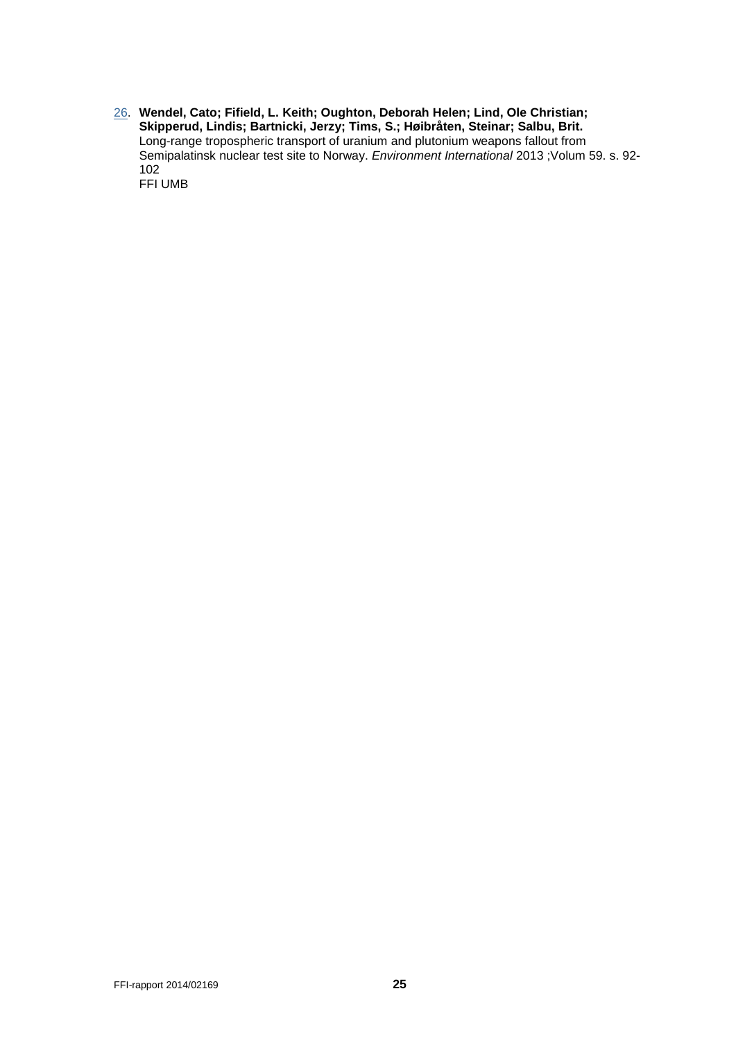26. **Wendel, Cato; Fifield, L. Keith; Oughton, Deborah Helen; Lind, Ole Christian; Skipperud, Lindis; Bartnicki, Jerzy; Tims, S.; Høibråten, Steinar; Salbu, Brit.**
Long-range tropospheric transport of uranium and plutonium weapons fallout from Semipalatinsk nuclear test site to Norway. *Environment International* 2013 ;Volum 59. s. 92-102
FFI UMB